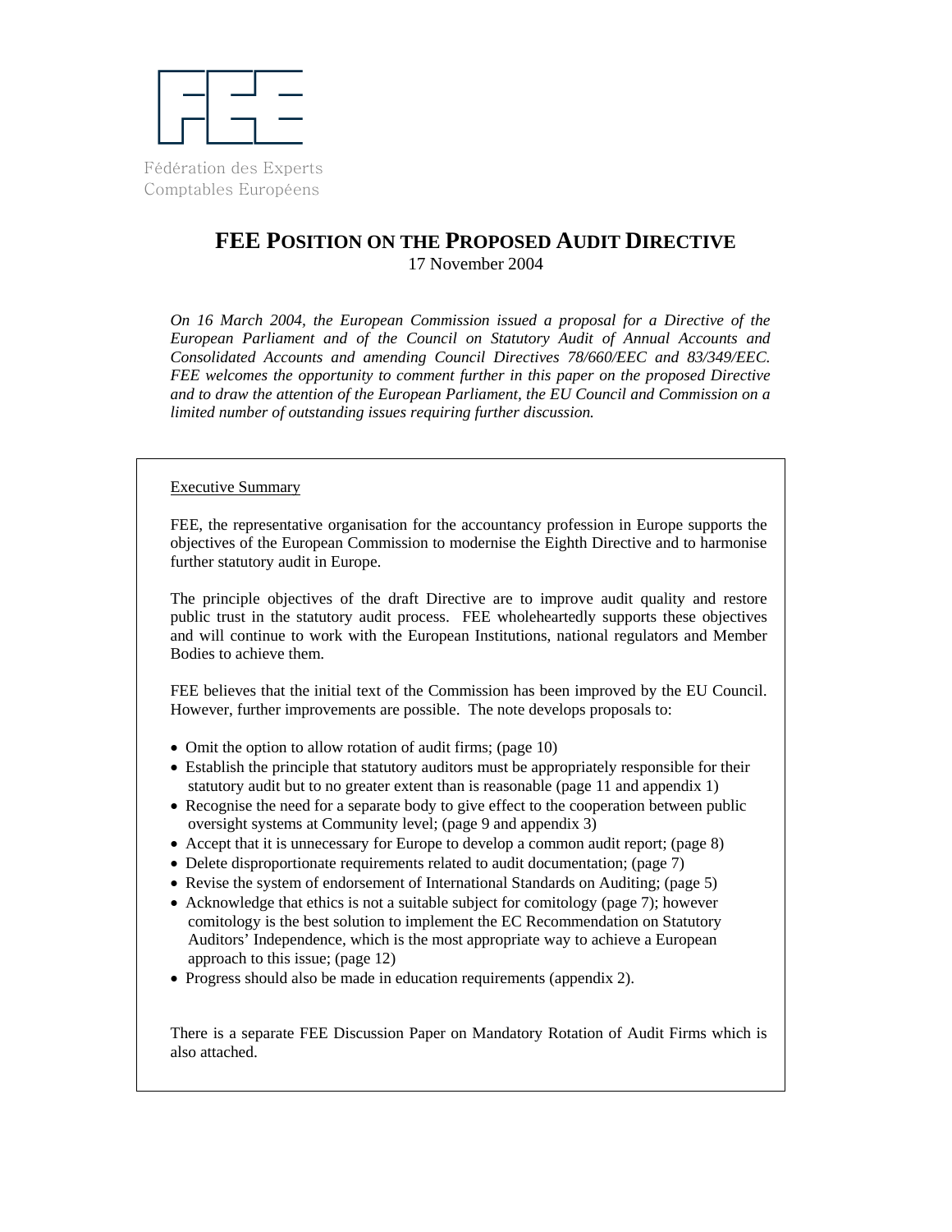Fédération des Experts
Comptables Européens

# FEE POSITION ON THE PROPOSED AUDIT DIRECTIVE

17 November 2004

*On 16 March 2004, the European Commission issued a proposal for a Directive of the European Parliament and of the Council on Statutory Audit of Annual Accounts and Consolidated Accounts and amending Council Directives 78/660/EEC and 83/349/EEC. FEE welcomes the opportunity to comment further in this paper on the proposed Directive and to draw the attention of the European Parliament, the EU Council and Commission on a limited number of outstanding issues requiring further discussion.*

<u>Executive Summary</u>

FEE, the representative organisation for the accountancy profession in Europe supports the objectives of the European Commission to modernise the Eighth Directive and to harmonise further statutory audit in Europe.

The principle objectives of the draft Directive are to improve audit quality and restore public trust in the statutory audit process. FEE wholeheartedly supports these objectives and will continue to work with the European Institutions, national regulators and Member Bodies to achieve them.

FEE believes that the initial text of the Commission has been improved by the EU Council. However, further improvements are possible. The note develops proposals to:

- Omit the option to allow rotation of audit firms; (page 10)
- Establish the principle that statutory auditors must be appropriately responsible for their statutory audit but to no greater extent than is reasonable (page 11 and appendix 1)
- Recognise the need for a separate body to give effect to the cooperation between public oversight systems at Community level; (page 9 and appendix 3)
- Accept that it is unnecessary for Europe to develop a common audit report; (page 8)
- Delete disproportionate requirements related to audit documentation; (page 7)
- Revise the system of endorsement of International Standards on Auditing; (page 5)
- Acknowledge that ethics is not a suitable subject for comitology (page 7); however comitology is the best solution to implement the EC Recommendation on Statutory Auditors' Independence, which is the most appropriate way to achieve a European approach to this issue; (page 12)
- Progress should also be made in education requirements (appendix 2).

There is a separate FEE Discussion Paper on Mandatory Rotation of Audit Firms which is also attached.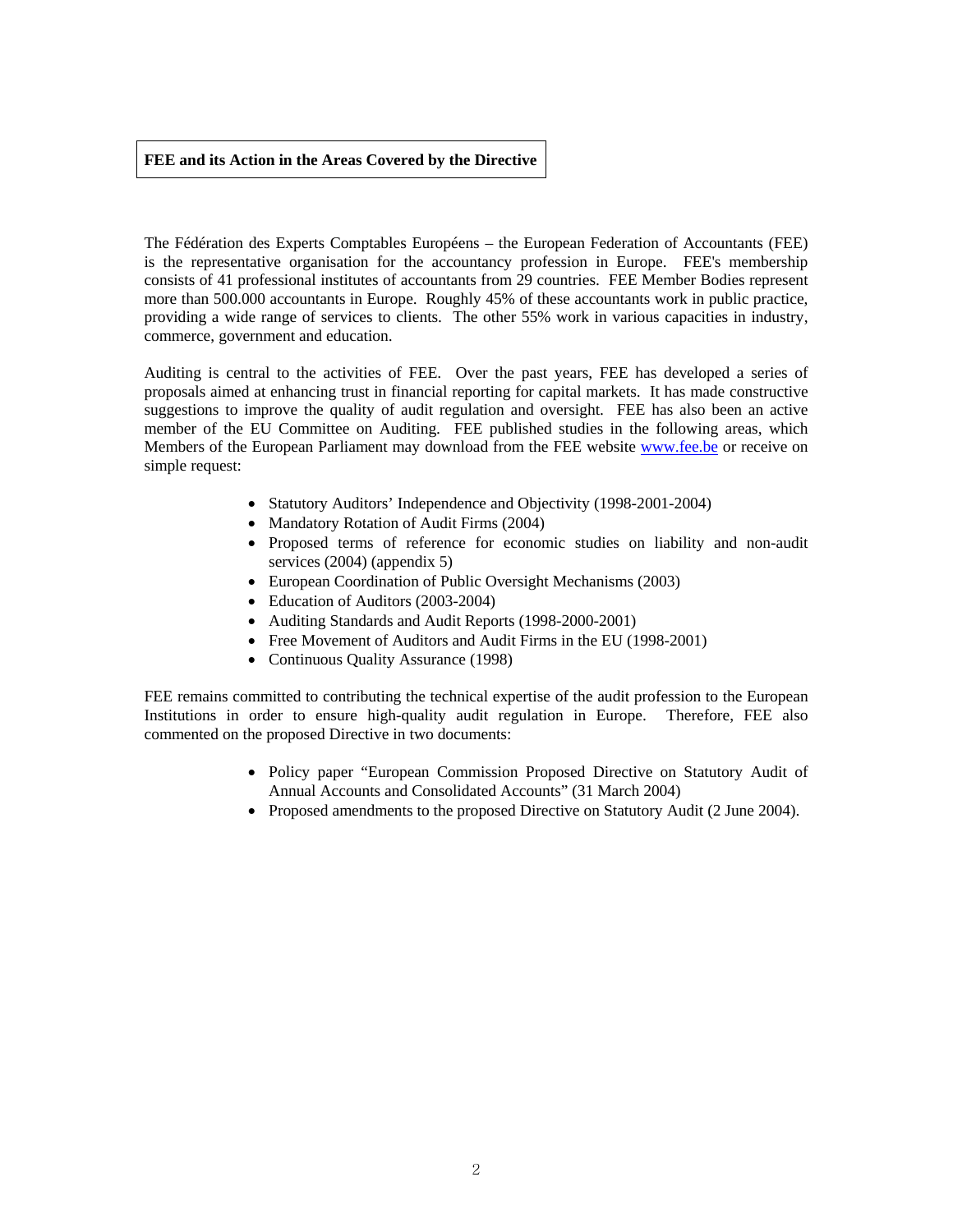**FEE and its Action in the Areas Covered by the Directive**

The Fédération des Experts Comptables Européens – the European Federation of Accountants (FEE) is the representative organisation for the accountancy profession in Europe. FEE's membership consists of 41 professional institutes of accountants from 29 countries. FEE Member Bodies represent more than 500.000 accountants in Europe. Roughly 45% of these accountants work in public practice, providing a wide range of services to clients. The other 55% work in various capacities in industry, commerce, government and education.

Auditing is central to the activities of FEE. Over the past years, FEE has developed a series of proposals aimed at enhancing trust in financial reporting for capital markets. It has made constructive suggestions to improve the quality of audit regulation and oversight. FEE has also been an active member of the EU Committee on Auditing. FEE published studies in the following areas, which Members of the European Parliament may download from the FEE website www.fee.be or receive on simple request:

- Statutory Auditors' Independence and Objectivity (1998-2001-2004)
- Mandatory Rotation of Audit Firms (2004)
- Proposed terms of reference for economic studies on liability and non-audit services (2004) (appendix 5)
- European Coordination of Public Oversight Mechanisms (2003)
- Education of Auditors (2003-2004)
- Auditing Standards and Audit Reports (1998-2000-2001)
- Free Movement of Auditors and Audit Firms in the EU (1998-2001)
- Continuous Quality Assurance (1998)

FEE remains committed to contributing the technical expertise of the audit profession to the European Institutions in order to ensure high-quality audit regulation in Europe. Therefore, FEE also commented on the proposed Directive in two documents:

- Policy paper "European Commission Proposed Directive on Statutory Audit of Annual Accounts and Consolidated Accounts" (31 March 2004)
- Proposed amendments to the proposed Directive on Statutory Audit (2 June 2004).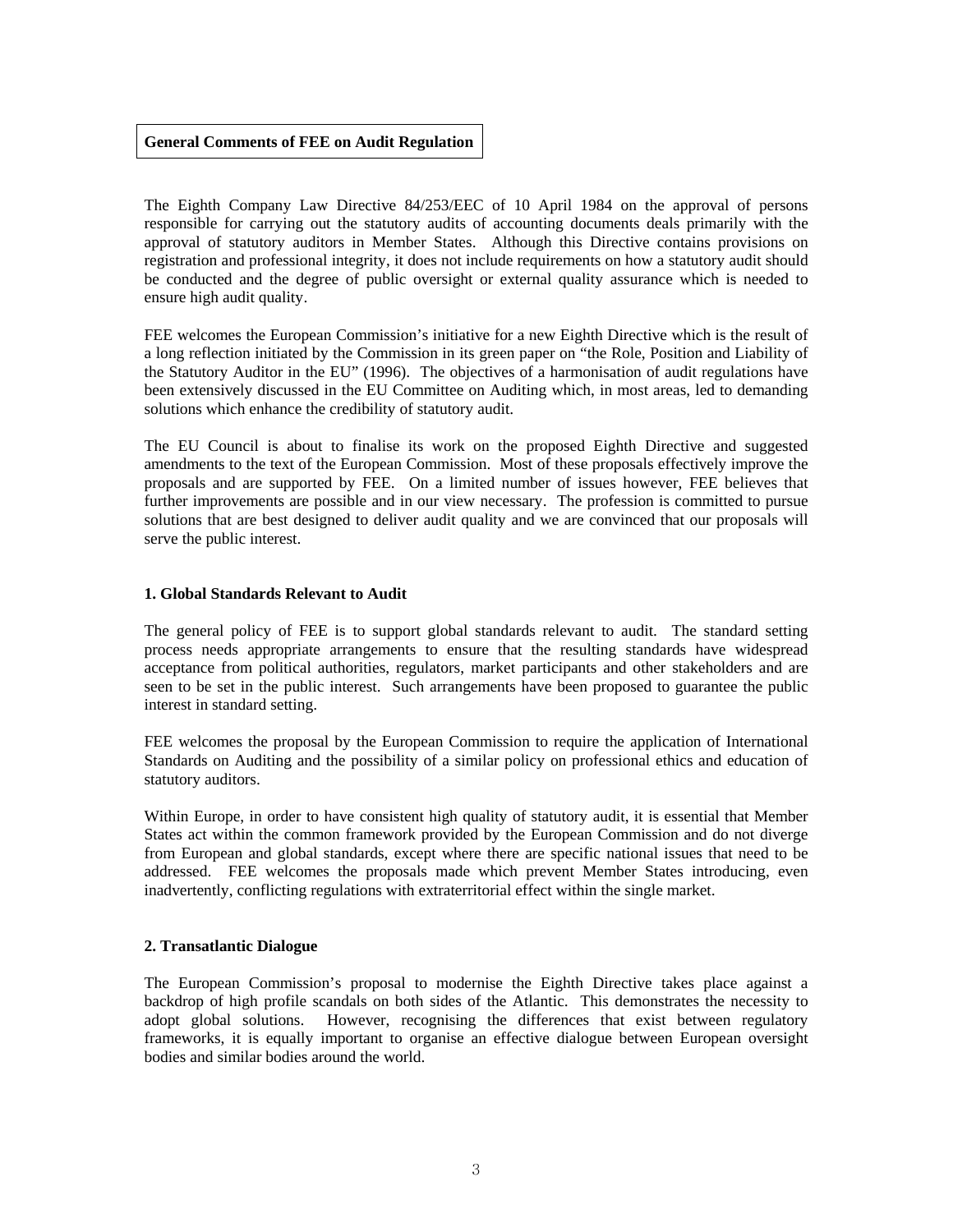**General Comments of FEE on Audit Regulation**

The Eighth Company Law Directive 84/253/EEC of 10 April 1984 on the approval of persons responsible for carrying out the statutory audits of accounting documents deals primarily with the approval of statutory auditors in Member States. Although this Directive contains provisions on registration and professional integrity, it does not include requirements on how a statutory audit should be conducted and the degree of public oversight or external quality assurance which is needed to ensure high audit quality.

FEE welcomes the European Commission's initiative for a new Eighth Directive which is the result of a long reflection initiated by the Commission in its green paper on "the Role, Position and Liability of the Statutory Auditor in the EU" (1996). The objectives of a harmonisation of audit regulations have been extensively discussed in the EU Committee on Auditing which, in most areas, led to demanding solutions which enhance the credibility of statutory audit.

The EU Council is about to finalise its work on the proposed Eighth Directive and suggested amendments to the text of the European Commission. Most of these proposals effectively improve the proposals and are supported by FEE. On a limited number of issues however, FEE believes that further improvements are possible and in our view necessary. The profession is committed to pursue solutions that are best designed to deliver audit quality and we are convinced that our proposals will serve the public interest.

**1. Global Standards Relevant to Audit**

The general policy of FEE is to support global standards relevant to audit. The standard setting process needs appropriate arrangements to ensure that the resulting standards have widespread acceptance from political authorities, regulators, market participants and other stakeholders and are seen to be set in the public interest. Such arrangements have been proposed to guarantee the public interest in standard setting.

FEE welcomes the proposal by the European Commission to require the application of International Standards on Auditing and the possibility of a similar policy on professional ethics and education of statutory auditors.

Within Europe, in order to have consistent high quality of statutory audit, it is essential that Member States act within the common framework provided by the European Commission and do not diverge from European and global standards, except where there are specific national issues that need to be addressed. FEE welcomes the proposals made which prevent Member States introducing, even inadvertently, conflicting regulations with extraterritorial effect within the single market.

**2. Transatlantic Dialogue**

The European Commission's proposal to modernise the Eighth Directive takes place against a backdrop of high profile scandals on both sides of the Atlantic. This demonstrates the necessity to adopt global solutions. However, recognising the differences that exist between regulatory frameworks, it is equally important to organise an effective dialogue between European oversight bodies and similar bodies around the world.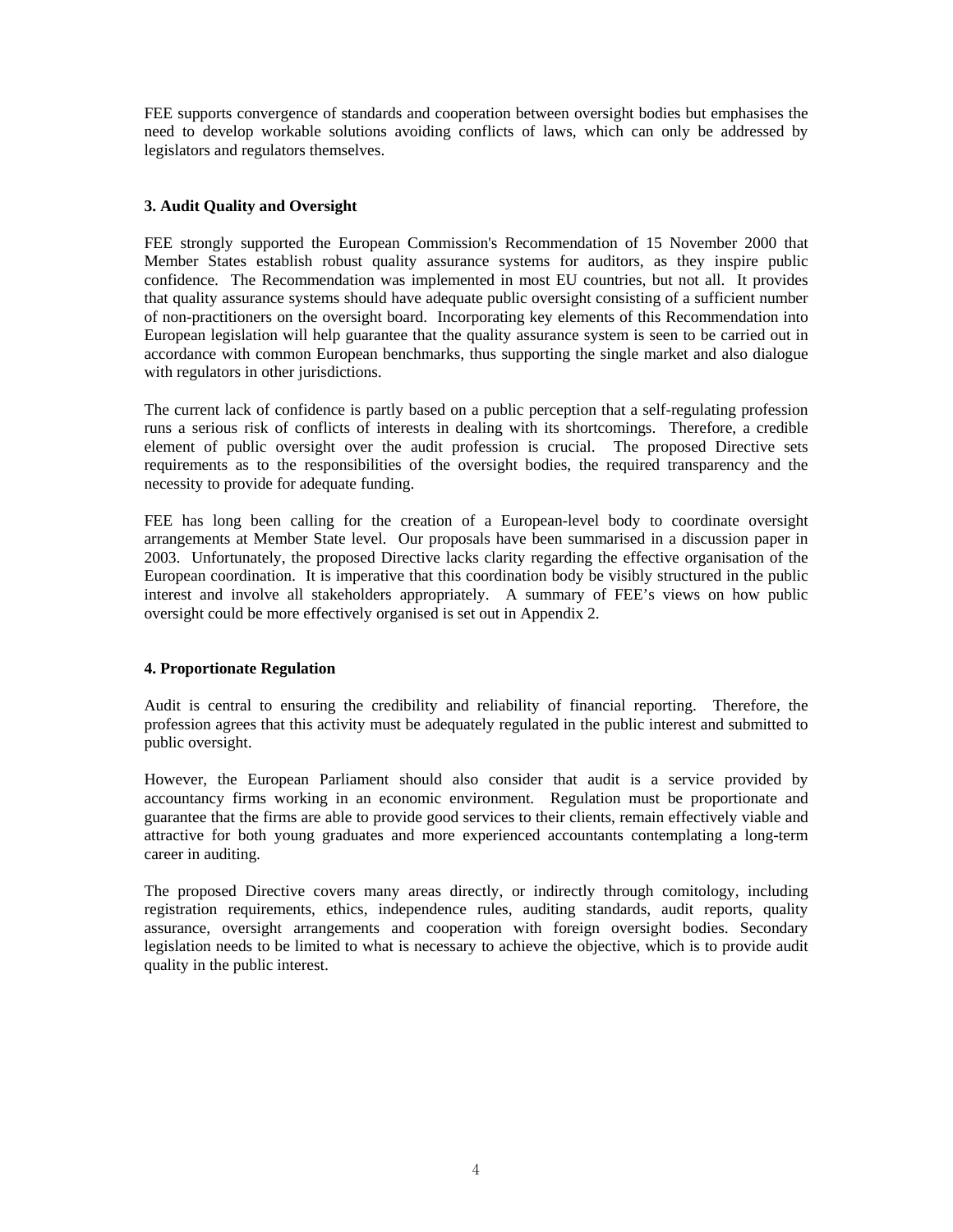FEE supports convergence of standards and cooperation between oversight bodies but emphasises the need to develop workable solutions avoiding conflicts of laws, which can only be addressed by legislators and regulators themselves.

### 3. Audit Quality and Oversight

FEE strongly supported the European Commission's Recommendation of 15 November 2000 that Member States establish robust quality assurance systems for auditors, as they inspire public confidence. The Recommendation was implemented in most EU countries, but not all. It provides that quality assurance systems should have adequate public oversight consisting of a sufficient number of non-practitioners on the oversight board. Incorporating key elements of this Recommendation into European legislation will help guarantee that the quality assurance system is seen to be carried out in accordance with common European benchmarks, thus supporting the single market and also dialogue with regulators in other jurisdictions.

The current lack of confidence is partly based on a public perception that a self-regulating profession runs a serious risk of conflicts of interests in dealing with its shortcomings. Therefore, a credible element of public oversight over the audit profession is crucial. The proposed Directive sets requirements as to the responsibilities of the oversight bodies, the required transparency and the necessity to provide for adequate funding.

FEE has long been calling for the creation of a European-level body to coordinate oversight arrangements at Member State level. Our proposals have been summarised in a discussion paper in 2003. Unfortunately, the proposed Directive lacks clarity regarding the effective organisation of the European coordination. It is imperative that this coordination body be visibly structured in the public interest and involve all stakeholders appropriately. A summary of FEE's views on how public oversight could be more effectively organised is set out in Appendix 2.

### 4. Proportionate Regulation

Audit is central to ensuring the credibility and reliability of financial reporting. Therefore, the profession agrees that this activity must be adequately regulated in the public interest and submitted to public oversight.

However, the European Parliament should also consider that audit is a service provided by accountancy firms working in an economic environment. Regulation must be proportionate and guarantee that the firms are able to provide good services to their clients, remain effectively viable and attractive for both young graduates and more experienced accountants contemplating a long-term career in auditing.

The proposed Directive covers many areas directly, or indirectly through comitology, including registration requirements, ethics, independence rules, auditing standards, audit reports, quality assurance, oversight arrangements and cooperation with foreign oversight bodies. Secondary legislation needs to be limited to what is necessary to achieve the objective, which is to provide audit quality in the public interest.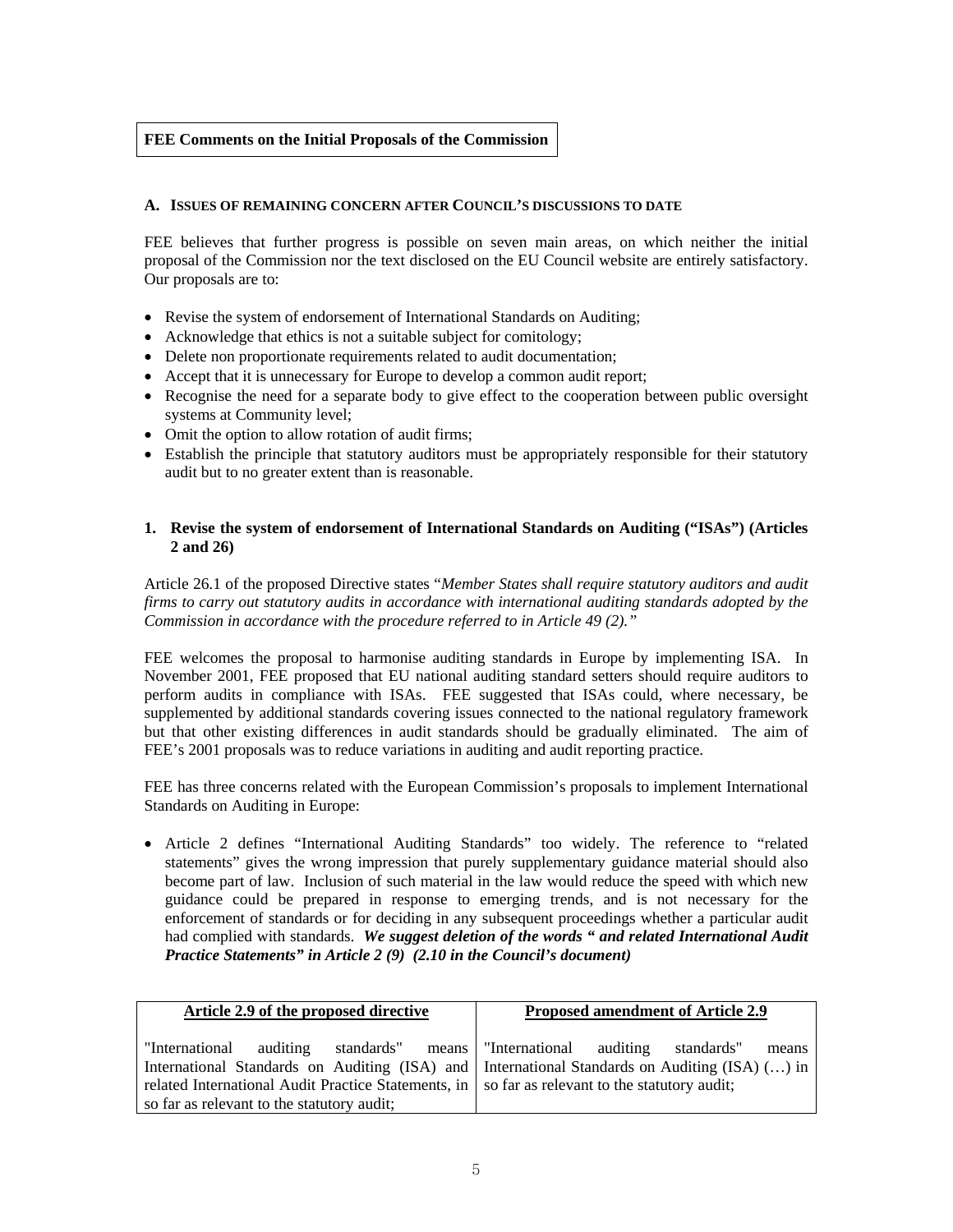**FEE Comments on the Initial Proposals of the Commission**

## A. ISSUES OF REMAINING CONCERN AFTER COUNCIL'S DISCUSSIONS TO DATE

FEE believes that further progress is possible on seven main areas, on which neither the initial proposal of the Commission nor the text disclosed on the EU Council website are entirely satisfactory. Our proposals are to:

- Revise the system of endorsement of International Standards on Auditing;
- Acknowledge that ethics is not a suitable subject for comitology;
- Delete non proportionate requirements related to audit documentation;
- Accept that it is unnecessary for Europe to develop a common audit report;
- Recognise the need for a separate body to give effect to the cooperation between public oversight systems at Community level;
- Omit the option to allow rotation of audit firms;
- Establish the principle that statutory auditors must be appropriately responsible for their statutory audit but to no greater extent than is reasonable.

### 1. Revise the system of endorsement of International Standards on Auditing ("ISAs") (Articles 2 and 26)

Article 26.1 of the proposed Directive states "*Member States shall require statutory auditors and audit firms to carry out statutory audits in accordance with international auditing standards adopted by the Commission in accordance with the procedure referred to in Article 49 (2).*"

FEE welcomes the proposal to harmonise auditing standards in Europe by implementing ISA. In November 2001, FEE proposed that EU national auditing standard setters should require auditors to perform audits in compliance with ISAs. FEE suggested that ISAs could, where necessary, be supplemented by additional standards covering issues connected to the national regulatory framework but that other existing differences in audit standards should be gradually eliminated. The aim of FEE's 2001 proposals was to reduce variations in auditing and audit reporting practice.

FEE has three concerns related with the European Commission's proposals to implement International Standards on Auditing in Europe:

- Article 2 defines "International Auditing Standards" too widely. The reference to "related statements" gives the wrong impression that purely supplementary guidance material should also become part of law. Inclusion of such material in the law would reduce the speed with which new guidance could be prepared in response to emerging trends, and is not necessary for the enforcement of standards or for deciding in any subsequent proceedings whether a particular audit had complied with standards. ***We suggest deletion of the words " and related International Audit Practice Statements" in Article 2 (9) (2.10 in the Council's document)***

| Article 2.9 of the proposed directive | Proposed amendment of Article 2.9 |
| --- | --- |
| "International auditing standards" means International Standards on Auditing (ISA) and related International Audit Practice Statements, in so far as relevant to the statutory audit; | "International auditing standards" means International Standards on Auditing (ISA) (…) in so far as relevant to the statutory audit; |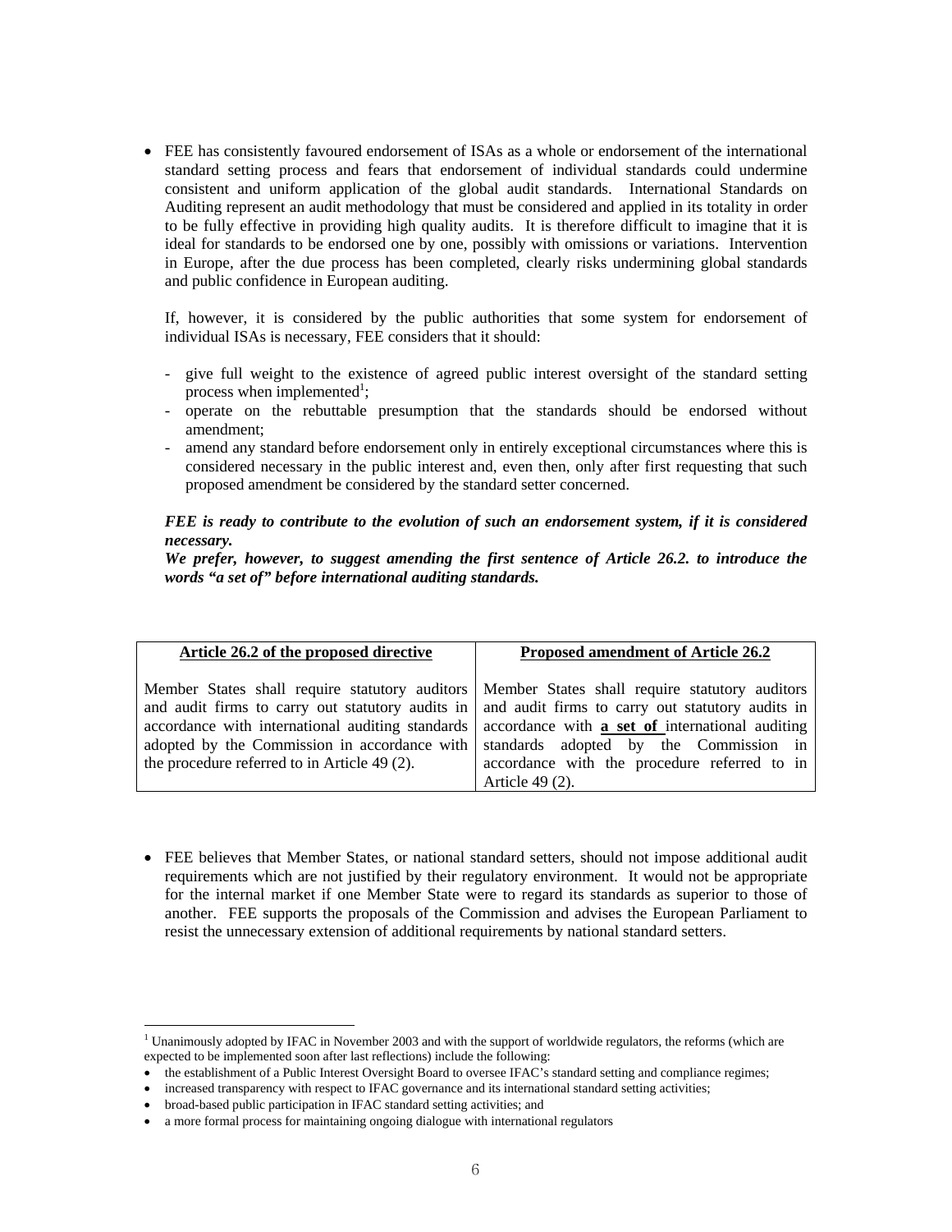- FEE has consistently favoured endorsement of ISAs as a whole or endorsement of the international standard setting process and fears that endorsement of individual standards could undermine consistent and uniform application of the global audit standards. International Standards on Auditing represent an audit methodology that must be considered and applied in its totality in order to be fully effective in providing high quality audits. It is therefore difficult to imagine that it is ideal for standards to be endorsed one by one, possibly with omissions or variations. Intervention in Europe, after the due process has been completed, clearly risks undermining global standards and public confidence in European auditing.

  If, however, it is considered by the public authorities that some system for endorsement of individual ISAs is necessary, FEE considers that it should:

  - give full weight to the existence of agreed public interest oversight of the standard setting process when implemented[1];
  - operate on the rebuttable presumption that the standards should be endorsed without amendment;
  - amend any standard before endorsement only in entirely exceptional circumstances where this is considered necessary in the public interest and, even then, only after first requesting that such proposed amendment be considered by the standard setter concerned.

  ***FEE is ready to contribute to the evolution of such an endorsement system, if it is considered necessary.***
  ***We prefer, however, to suggest amending the first sentence of Article 26.2. to introduce the words "a set of" before international auditing standards.***

| **Article 26.2 of the proposed directive** | **Proposed amendment of Article 26.2** |
|---|---|
| Member States shall require statutory auditors and audit firms to carry out statutory audits in accordance with international auditing standards adopted by the Commission in accordance with the procedure referred to in Article 49 (2). | Member States shall require statutory auditors and audit firms to carry out statutory audits in accordance with **a set of** international auditing standards adopted by the Commission in accordance with the procedure referred to in Article 49 (2). |

- FEE believes that Member States, or national standard setters, should not impose additional audit requirements which are not justified by their regulatory environment. It would not be appropriate for the internal market if one Member State were to regard its standards as superior to those of another. FEE supports the proposals of the Commission and advises the European Parliament to resist the unnecessary extension of additional requirements by national standard setters.

[1] Unanimously adopted by IFAC in November 2003 and with the support of worldwide regulators, the reforms (which are expected to be implemented soon after last reflections) include the following:

- the establishment of a Public Interest Oversight Board to oversee IFAC's standard setting and compliance regimes;
- increased transparency with respect to IFAC governance and its international standard setting activities;
- broad-based public participation in IFAC standard setting activities; and
- a more formal process for maintaining ongoing dialogue with international regulators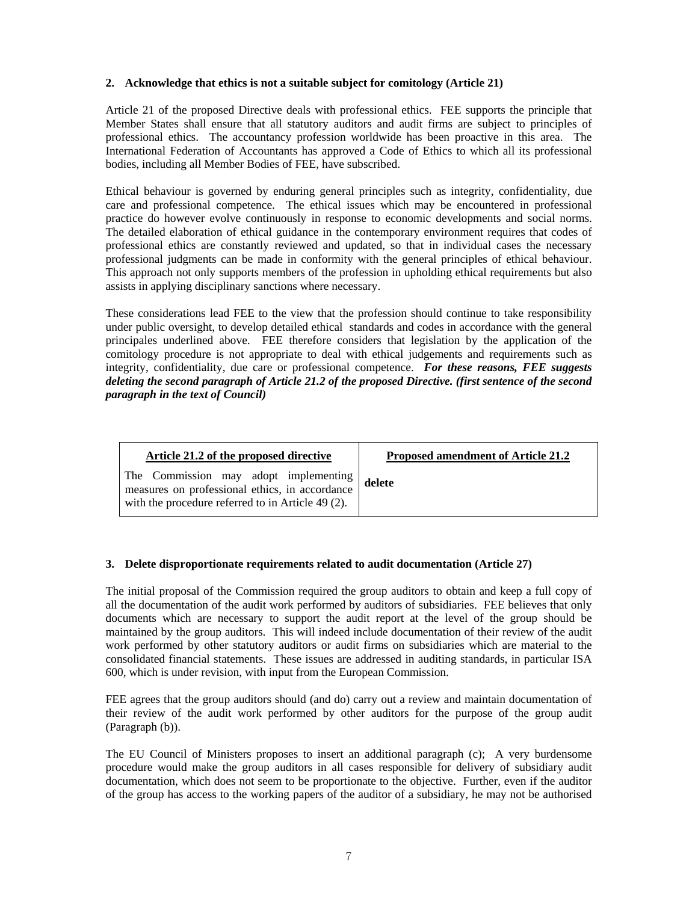### 2. Acknowledge that ethics is not a suitable subject for comitology (Article 21)

Article 21 of the proposed Directive deals with professional ethics. FEE supports the principle that Member States shall ensure that all statutory auditors and audit firms are subject to principles of professional ethics. The accountancy profession worldwide has been proactive in this area. The International Federation of Accountants has approved a Code of Ethics to which all its professional bodies, including all Member Bodies of FEE, have subscribed.

Ethical behaviour is governed by enduring general principles such as integrity, confidentiality, due care and professional competence. The ethical issues which may be encountered in professional practice do however evolve continuously in response to economic developments and social norms. The detailed elaboration of ethical guidance in the contemporary environment requires that codes of professional ethics are constantly reviewed and updated, so that in individual cases the necessary professional judgments can be made in conformity with the general principles of ethical behaviour. This approach not only supports members of the profession in upholding ethical requirements but also assists in applying disciplinary sanctions where necessary.

These considerations lead FEE to the view that the profession should continue to take responsibility under public oversight, to develop detailed ethical standards and codes in accordance with the general principales underlined above. FEE therefore considers that legislation by the application of the comitology procedure is not appropriate to deal with ethical judgements and requirements such as integrity, confidentiality, due care or professional competence. ***For these reasons, FEE suggests deleting the second paragraph of Article 21.2 of the proposed Directive. (first sentence of the second paragraph in the text of Council)***

| Article 21.2 of the proposed directive | Proposed amendment of Article 21.2 |
|---|---|
| The Commission may adopt implementing measures on professional ethics, in accordance with the procedure referred to in Article 49 (2). | **delete** |

### 3. Delete disproportionate requirements related to audit documentation (Article 27)

The initial proposal of the Commission required the group auditors to obtain and keep a full copy of all the documentation of the audit work performed by auditors of subsidiaries. FEE believes that only documents which are necessary to support the audit report at the level of the group should be maintained by the group auditors. This will indeed include documentation of their review of the audit work performed by other statutory auditors or audit firms on subsidiaries which are material to the consolidated financial statements. These issues are addressed in auditing standards, in particular ISA 600, which is under revision, with input from the European Commission.

FEE agrees that the group auditors should (and do) carry out a review and maintain documentation of their review of the audit work performed by other auditors for the purpose of the group audit (Paragraph (b)).

The EU Council of Ministers proposes to insert an additional paragraph (c); A very burdensome procedure would make the group auditors in all cases responsible for delivery of subsidiary audit documentation, which does not seem to be proportionate to the objective. Further, even if the auditor of the group has access to the working papers of the auditor of a subsidiary, he may not be authorised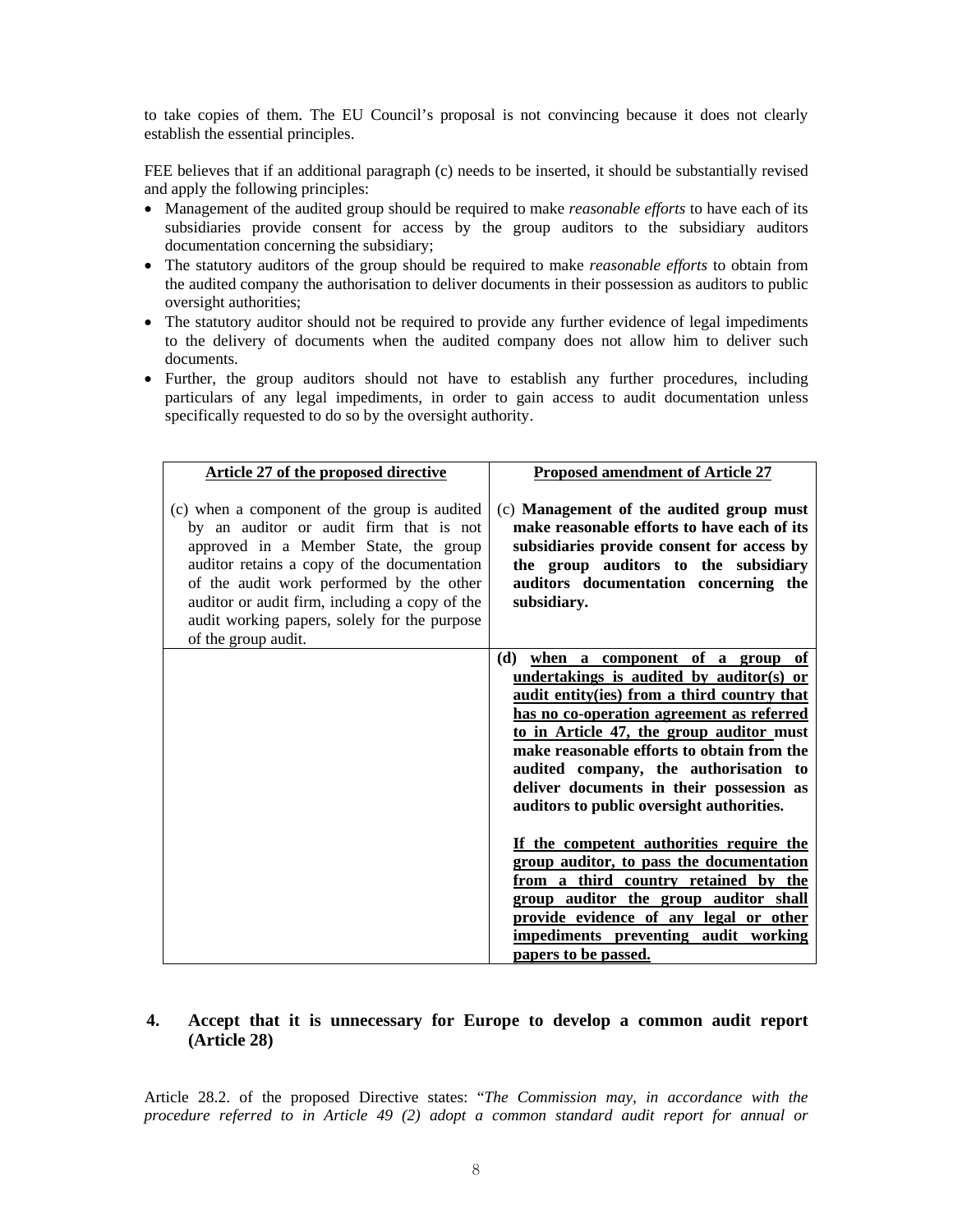to take copies of them. The EU Council's proposal is not convincing because it does not clearly establish the essential principles.

FEE believes that if an additional paragraph (c) needs to be inserted, it should be substantially revised and apply the following principles:

- Management of the audited group should be required to make *reasonable efforts* to have each of its subsidiaries provide consent for access by the group auditors to the subsidiary auditors documentation concerning the subsidiary;
- The statutory auditors of the group should be required to make *reasonable efforts* to obtain from the audited company the authorisation to deliver documents in their possession as auditors to public oversight authorities;
- The statutory auditor should not be required to provide any further evidence of legal impediments to the delivery of documents when the audited company does not allow him to deliver such documents.
- Further, the group auditors should not have to establish any further procedures, including particulars of any legal impediments, in order to gain access to audit documentation unless specifically requested to do so by the oversight authority.

| <u>**Article 27 of the proposed directive**</u> | <u>**Proposed amendment of Article 27**</u> |
|---|---|
| (c) when a component of the group is audited by an auditor or audit firm that is not approved in a Member State, the group auditor retains a copy of the documentation of the audit work performed by the other auditor or audit firm, including a copy of the audit working papers, solely for the purpose of the group audit. | (c) **Management of the audited group must make reasonable efforts to have each of its subsidiaries provide consent for access by the group auditors to the subsidiary auditors documentation concerning the subsidiary.** |
| | **(d) <u>when a component of a group of undertakings is audited by auditor(s) or audit entity(ies) from a third country that has no co-operation agreement as referred to in Article 47, the group auditor</u> must make reasonable efforts to obtain from the audited company, the authorisation to deliver documents in their possession as auditors to public oversight authorities.**<br><br>**<u>If the competent authorities require the group auditor, to pass the documentation from a third country retained by the group auditor the group auditor shall provide evidence of any legal or other impediments preventing audit working papers to be passed.</u>** |

## 4. Accept that it is unnecessary for Europe to develop a common audit report (Article 28)

Article 28.2. of the proposed Directive states: "*The Commission may, in accordance with the procedure referred to in Article 49 (2) adopt a common standard audit report for annual or*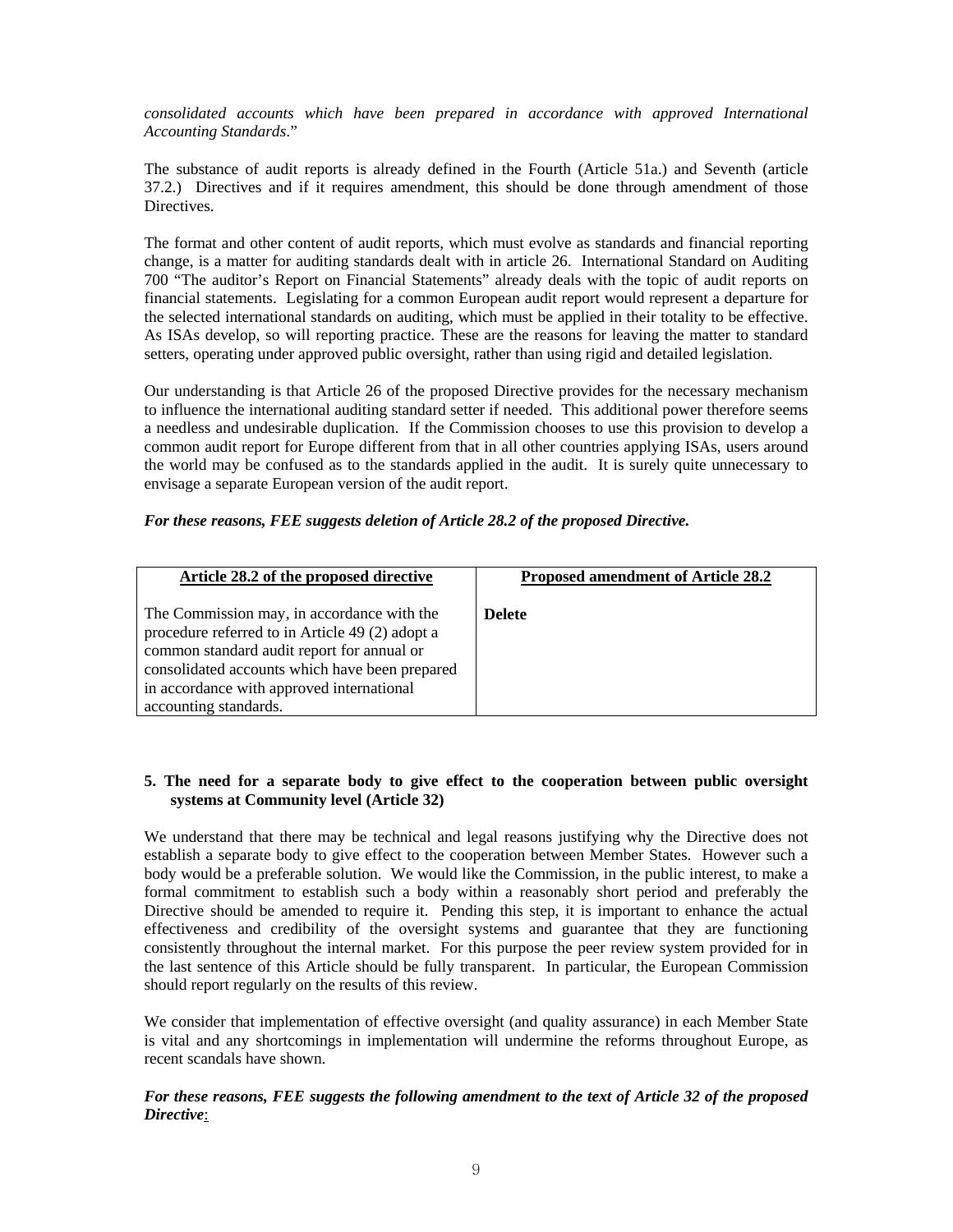*consolidated accounts which have been prepared in accordance with approved International Accounting Standards*."

The substance of audit reports is already defined in the Fourth (Article 51a.) and Seventh (article 37.2.) Directives and if it requires amendment, this should be done through amendment of those Directives.

The format and other content of audit reports, which must evolve as standards and financial reporting change, is a matter for auditing standards dealt with in article 26. International Standard on Auditing 700 "The auditor's Report on Financial Statements" already deals with the topic of audit reports on financial statements. Legislating for a common European audit report would represent a departure for the selected international standards on auditing, which must be applied in their totality to be effective. As ISAs develop, so will reporting practice. These are the reasons for leaving the matter to standard setters, operating under approved public oversight, rather than using rigid and detailed legislation.

Our understanding is that Article 26 of the proposed Directive provides for the necessary mechanism to influence the international auditing standard setter if needed. This additional power therefore seems a needless and undesirable duplication. If the Commission chooses to use this provision to develop a common audit report for Europe different from that in all other countries applying ISAs, users around the world may be confused as to the standards applied in the audit. It is surely quite unnecessary to envisage a separate European version of the audit report.

***For these reasons, FEE suggests deletion of Article 28.2 of the proposed Directive.***

| **Article 28.2 of the proposed directive** | **Proposed amendment of Article 28.2** |
|---|---|
| The Commission may, in accordance with the procedure referred to in Article 49 (2) adopt a common standard audit report for annual or consolidated accounts which have been prepared in accordance with approved international accounting standards. | **Delete** |

## 5. The need for a separate body to give effect to the cooperation between public oversight systems at Community level (Article 32)

We understand that there may be technical and legal reasons justifying why the Directive does not establish a separate body to give effect to the cooperation between Member States. However such a body would be a preferable solution. We would like the Commission, in the public interest, to make a formal commitment to establish such a body within a reasonably short period and preferably the Directive should be amended to require it. Pending this step, it is important to enhance the actual effectiveness and credibility of the oversight systems and guarantee that they are functioning consistently throughout the internal market. For this purpose the peer review system provided for in the last sentence of this Article should be fully transparent. In particular, the European Commission should report regularly on the results of this review.

We consider that implementation of effective oversight (and quality assurance) in each Member State is vital and any shortcomings in implementation will undermine the reforms throughout Europe, as recent scandals have shown.

***For these reasons, FEE suggests the following amendment to the text of Article 32 of the proposed Directive:***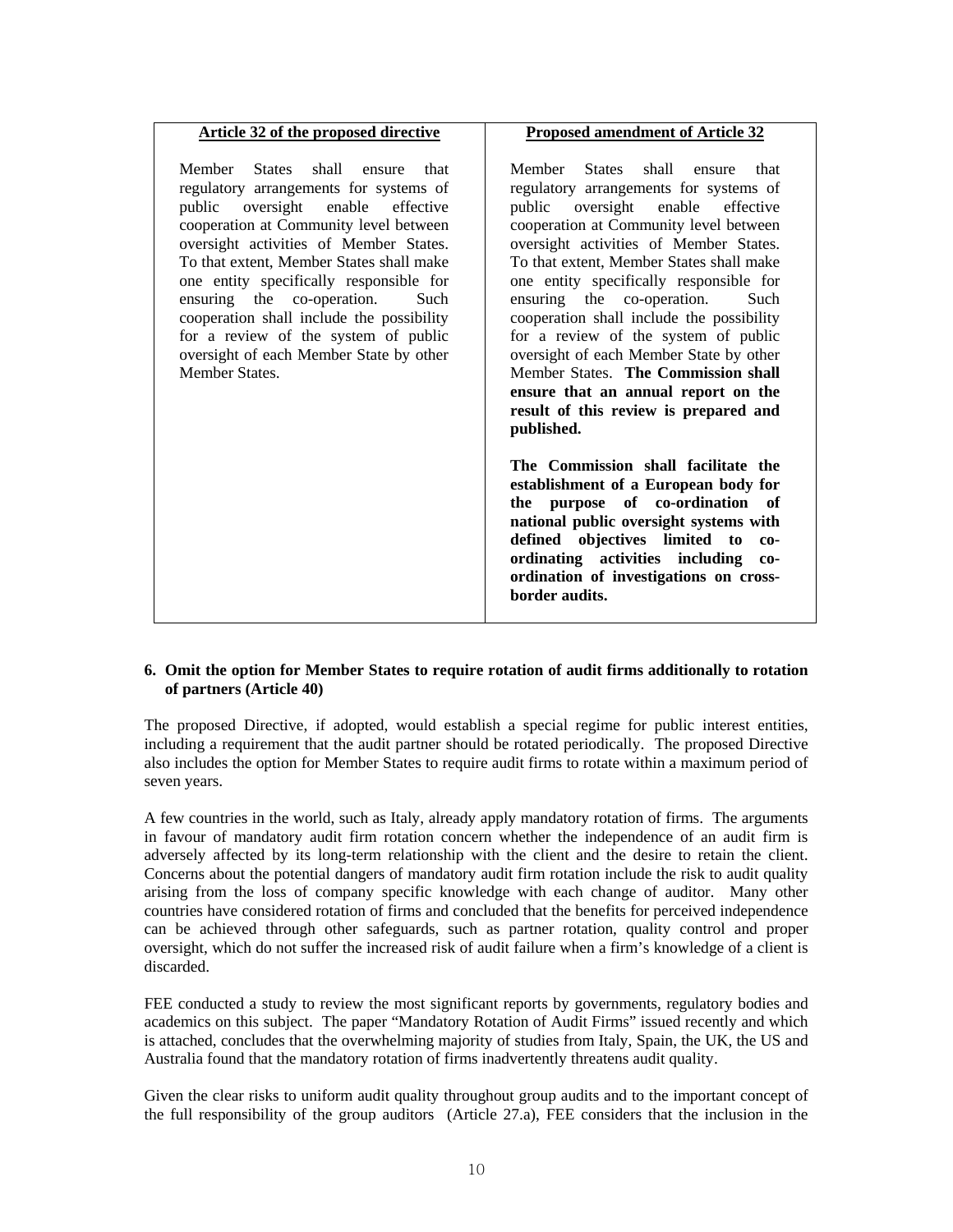| Article 32 of the proposed directive | Proposed amendment of Article 32 |
|---|---|
| Member States shall ensure that regulatory arrangements for systems of public oversight enable effective cooperation at Community level between oversight activities of Member States. To that extent, Member States shall make one entity specifically responsible for ensuring the co-operation. Such cooperation shall include the possibility for a review of the system of public oversight of each Member State by other Member States. | Member States shall ensure that regulatory arrangements for systems of public oversight enable effective cooperation at Community level between oversight activities of Member States. To that extent, Member States shall make one entity specifically responsible for ensuring the co-operation. Such cooperation shall include the possibility for a review of the system of public oversight of each Member State by other Member States. **The Commission shall ensure that an annual report on the result of this review is prepared and published.**<br><br>**The Commission shall facilitate the establishment of a European body for the purpose of co-ordination of national public oversight systems with defined objectives limited to co-ordinating activities including co-ordination of investigations on cross-border audits.** |

**6. Omit the option for Member States to require rotation of audit firms additionally to rotation of partners (Article 40)**

The proposed Directive, if adopted, would establish a special regime for public interest entities, including a requirement that the audit partner should be rotated periodically. The proposed Directive also includes the option for Member States to require audit firms to rotate within a maximum period of seven years.

A few countries in the world, such as Italy, already apply mandatory rotation of firms. The arguments in favour of mandatory audit firm rotation concern whether the independence of an audit firm is adversely affected by its long-term relationship with the client and the desire to retain the client. Concerns about the potential dangers of mandatory audit firm rotation include the risk to audit quality arising from the loss of company specific knowledge with each change of auditor. Many other countries have considered rotation of firms and concluded that the benefits for perceived independence can be achieved through other safeguards, such as partner rotation, quality control and proper oversight, which do not suffer the increased risk of audit failure when a firm's knowledge of a client is discarded.

FEE conducted a study to review the most significant reports by governments, regulatory bodies and academics on this subject. The paper "Mandatory Rotation of Audit Firms" issued recently and which is attached, concludes that the overwhelming majority of studies from Italy, Spain, the UK, the US and Australia found that the mandatory rotation of firms inadvertently threatens audit quality.

Given the clear risks to uniform audit quality throughout group audits and to the important concept of the full responsibility of the group auditors (Article 27.a), FEE considers that the inclusion in the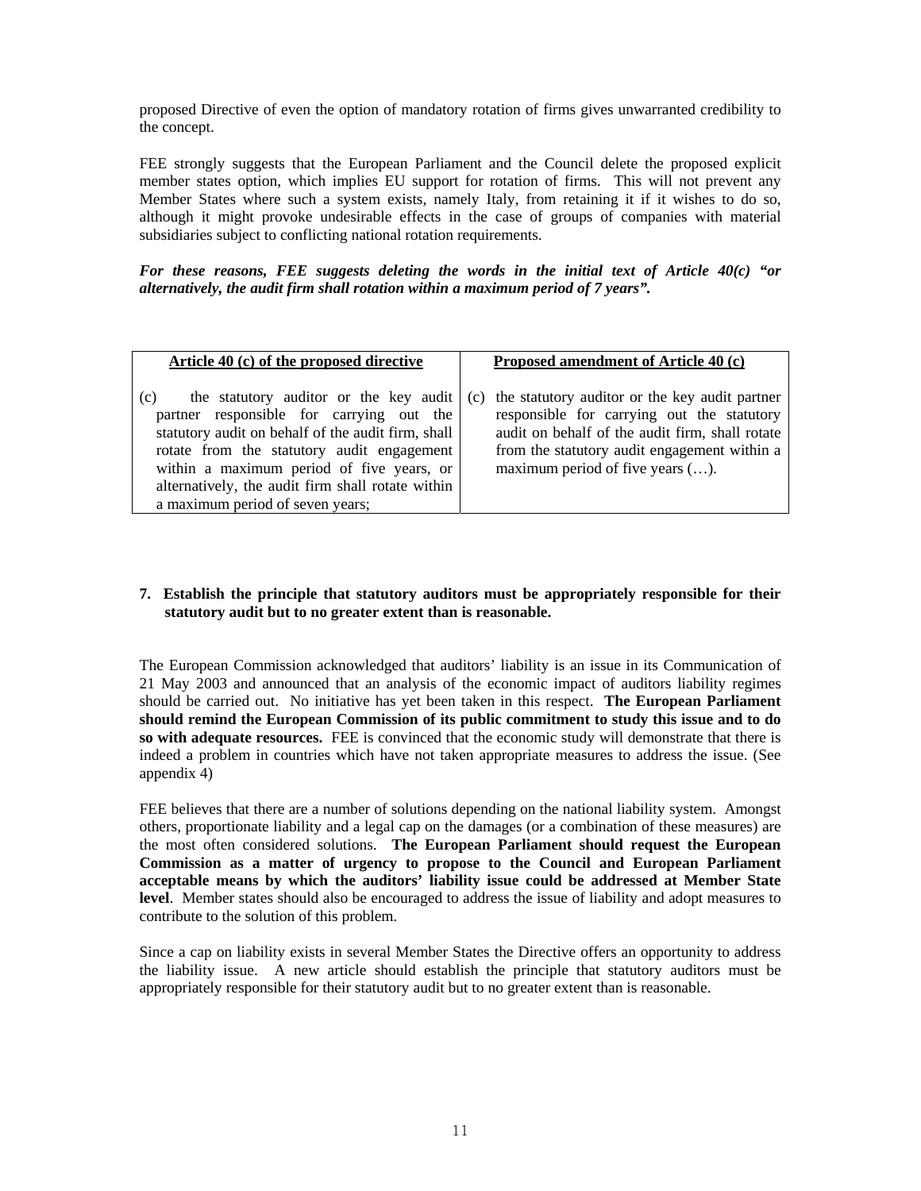proposed Directive of even the option of mandatory rotation of firms gives unwarranted credibility to the concept.

FEE strongly suggests that the European Parliament and the Council delete the proposed explicit member states option, which implies EU support for rotation of firms. This will not prevent any Member States where such a system exists, namely Italy, from retaining it if it wishes to do so, although it might provoke undesirable effects in the case of groups of companies with material subsidiaries subject to conflicting national rotation requirements.

***For these reasons, FEE suggests deleting the words in the initial text of Article 40(c) "or alternatively, the audit firm shall rotation within a maximum period of 7 years".***

| **Article 40 (c) of the proposed directive** | **Proposed amendment of Article 40 (c)** |
|---|---|
| (c) the statutory auditor or the key audit partner responsible for carrying out the statutory audit on behalf of the audit firm, shall rotate from the statutory audit engagement within a maximum period of five years, or alternatively, the audit firm shall rotate within a maximum period of seven years; | (c) the statutory auditor or the key audit partner responsible for carrying out the statutory audit on behalf of the audit firm, shall rotate from the statutory audit engagement within a maximum period of five years (…). |

## 7. Establish the principle that statutory auditors must be appropriately responsible for their statutory audit but to no greater extent than is reasonable.

The European Commission acknowledged that auditors' liability is an issue in its Communication of 21 May 2003 and announced that an analysis of the economic impact of auditors liability regimes should be carried out. No initiative has yet been taken in this respect. **The European Parliament should remind the European Commission of its public commitment to study this issue and to do so with adequate resources.** FEE is convinced that the economic study will demonstrate that there is indeed a problem in countries which have not taken appropriate measures to address the issue. (See appendix 4)

FEE believes that there are a number of solutions depending on the national liability system. Amongst others, proportionate liability and a legal cap on the damages (or a combination of these measures) are the most often considered solutions. **The European Parliament should request the European Commission as a matter of urgency to propose to the Council and European Parliament acceptable means by which the auditors' liability issue could be addressed at Member State level**. Member states should also be encouraged to address the issue of liability and adopt measures to contribute to the solution of this problem.

Since a cap on liability exists in several Member States the Directive offers an opportunity to address the liability issue. A new article should establish the principle that statutory auditors must be appropriately responsible for their statutory audit but to no greater extent than is reasonable.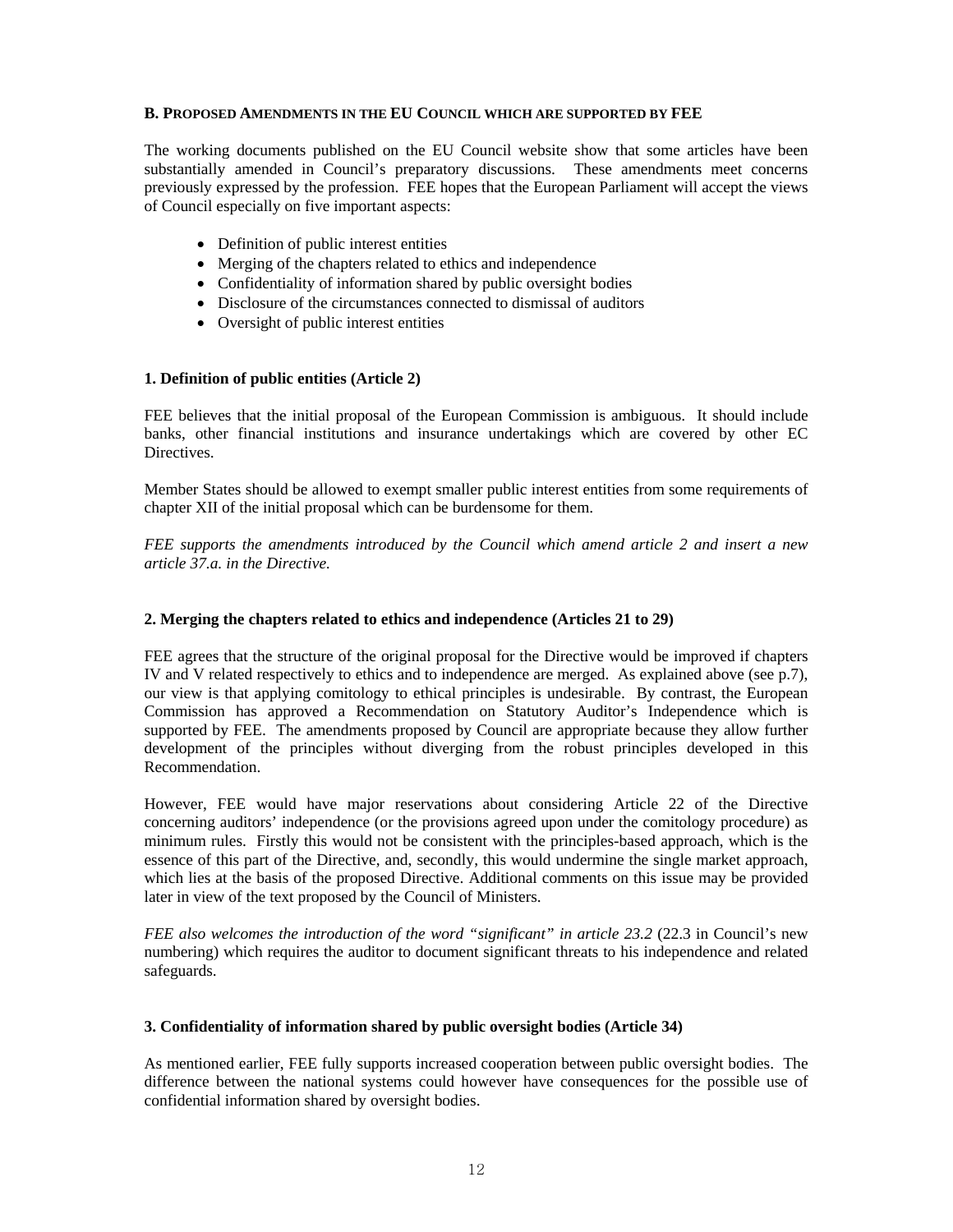## B. Proposed Amendments in the EU Council which are supported by FEE

The working documents published on the EU Council website show that some articles have been substantially amended in Council's preparatory discussions. These amendments meet concerns previously expressed by the profession. FEE hopes that the European Parliament will accept the views of Council especially on five important aspects:

- Definition of public interest entities
- Merging of the chapters related to ethics and independence
- Confidentiality of information shared by public oversight bodies
- Disclosure of the circumstances connected to dismissal of auditors
- Oversight of public interest entities

### 1. Definition of public entities (Article 2)

FEE believes that the initial proposal of the European Commission is ambiguous. It should include banks, other financial institutions and insurance undertakings which are covered by other EC Directives.

Member States should be allowed to exempt smaller public interest entities from some requirements of chapter XII of the initial proposal which can be burdensome for them.

*FEE supports the amendments introduced by the Council which amend article 2 and insert a new article 37.a. in the Directive.*

### 2. Merging the chapters related to ethics and independence (Articles 21 to 29)

FEE agrees that the structure of the original proposal for the Directive would be improved if chapters IV and V related respectively to ethics and to independence are merged. As explained above (see p.7), our view is that applying comitology to ethical principles is undesirable. By contrast, the European Commission has approved a Recommendation on Statutory Auditor's Independence which is supported by FEE. The amendments proposed by Council are appropriate because they allow further development of the principles without diverging from the robust principles developed in this Recommendation.

However, FEE would have major reservations about considering Article 22 of the Directive concerning auditors' independence (or the provisions agreed upon under the comitology procedure) as minimum rules. Firstly this would not be consistent with the principles-based approach, which is the essence of this part of the Directive, and, secondly, this would undermine the single market approach, which lies at the basis of the proposed Directive. Additional comments on this issue may be provided later in view of the text proposed by the Council of Ministers.

*FEE also welcomes the introduction of the word "significant" in article 23.2* (22.3 in Council's new numbering) which requires the auditor to document significant threats to his independence and related safeguards.

### 3. Confidentiality of information shared by public oversight bodies (Article 34)

As mentioned earlier, FEE fully supports increased cooperation between public oversight bodies. The difference between the national systems could however have consequences for the possible use of confidential information shared by oversight bodies.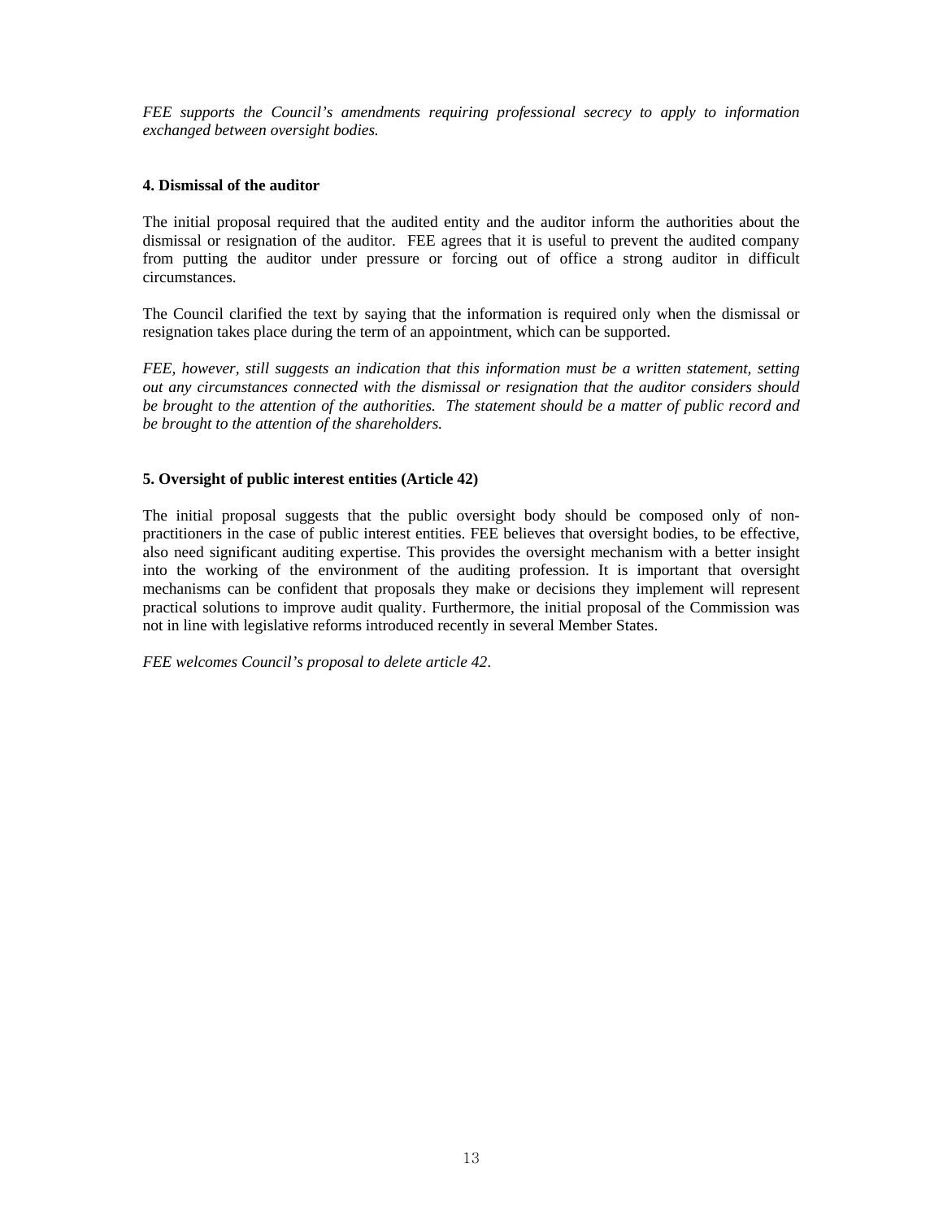*FEE supports the Council's amendments requiring professional secrecy to apply to information exchanged between oversight bodies.*

**4. Dismissal of the auditor**

The initial proposal required that the audited entity and the auditor inform the authorities about the dismissal or resignation of the auditor. FEE agrees that it is useful to prevent the audited company from putting the auditor under pressure or forcing out of office a strong auditor in difficult circumstances.

The Council clarified the text by saying that the information is required only when the dismissal or resignation takes place during the term of an appointment, which can be supported.

*FEE, however, still suggests an indication that this information must be a written statement, setting out any circumstances connected with the dismissal or resignation that the auditor considers should be brought to the attention of the authorities. The statement should be a matter of public record and be brought to the attention of the shareholders.*

**5. Oversight of public interest entities (Article 42)**

The initial proposal suggests that the public oversight body should be composed only of non-practitioners in the case of public interest entities. FEE believes that oversight bodies, to be effective, also need significant auditing expertise. This provides the oversight mechanism with a better insight into the working of the environment of the auditing profession. It is important that oversight mechanisms can be confident that proposals they make or decisions they implement will represent practical solutions to improve audit quality. Furthermore, the initial proposal of the Commission was not in line with legislative reforms introduced recently in several Member States.

*FEE welcomes Council's proposal to delete article 42.*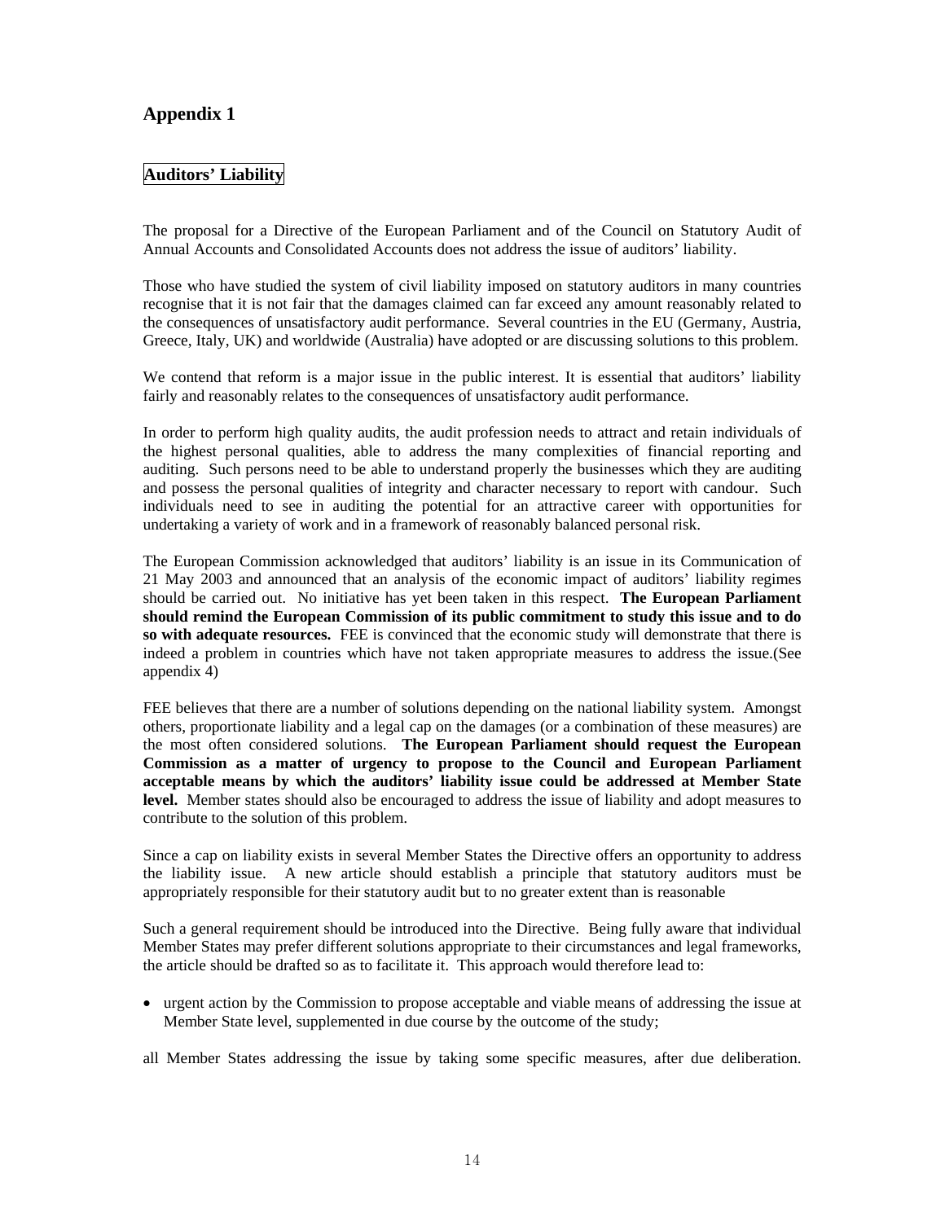## Appendix 1

### Auditors' Liability

The proposal for a Directive of the European Parliament and of the Council on Statutory Audit of Annual Accounts and Consolidated Accounts does not address the issue of auditors' liability.

Those who have studied the system of civil liability imposed on statutory auditors in many countries recognise that it is not fair that the damages claimed can far exceed any amount reasonably related to the consequences of unsatisfactory audit performance. Several countries in the EU (Germany, Austria, Greece, Italy, UK) and worldwide (Australia) have adopted or are discussing solutions to this problem.

We contend that reform is a major issue in the public interest. It is essential that auditors' liability fairly and reasonably relates to the consequences of unsatisfactory audit performance.

In order to perform high quality audits, the audit profession needs to attract and retain individuals of the highest personal qualities, able to address the many complexities of financial reporting and auditing. Such persons need to be able to understand properly the businesses which they are auditing and possess the personal qualities of integrity and character necessary to report with candour. Such individuals need to see in auditing the potential for an attractive career with opportunities for undertaking a variety of work and in a framework of reasonably balanced personal risk.

The European Commission acknowledged that auditors' liability is an issue in its Communication of 21 May 2003 and announced that an analysis of the economic impact of auditors' liability regimes should be carried out. No initiative has yet been taken in this respect. **The European Parliament should remind the European Commission of its public commitment to study this issue and to do so with adequate resources.** FEE is convinced that the economic study will demonstrate that there is indeed a problem in countries which have not taken appropriate measures to address the issue.(See appendix 4)

FEE believes that there are a number of solutions depending on the national liability system. Amongst others, proportionate liability and a legal cap on the damages (or a combination of these measures) are the most often considered solutions. **The European Parliament should request the European Commission as a matter of urgency to propose to the Council and European Parliament acceptable means by which the auditors' liability issue could be addressed at Member State level.** Member states should also be encouraged to address the issue of liability and adopt measures to contribute to the solution of this problem.

Since a cap on liability exists in several Member States the Directive offers an opportunity to address the liability issue. A new article should establish a principle that statutory auditors must be appropriately responsible for their statutory audit but to no greater extent than is reasonable

Such a general requirement should be introduced into the Directive. Being fully aware that individual Member States may prefer different solutions appropriate to their circumstances and legal frameworks, the article should be drafted so as to facilitate it. This approach would therefore lead to:

- urgent action by the Commission to propose acceptable and viable means of addressing the issue at Member State level, supplemented in due course by the outcome of the study;

all Member States addressing the issue by taking some specific measures, after due deliberation.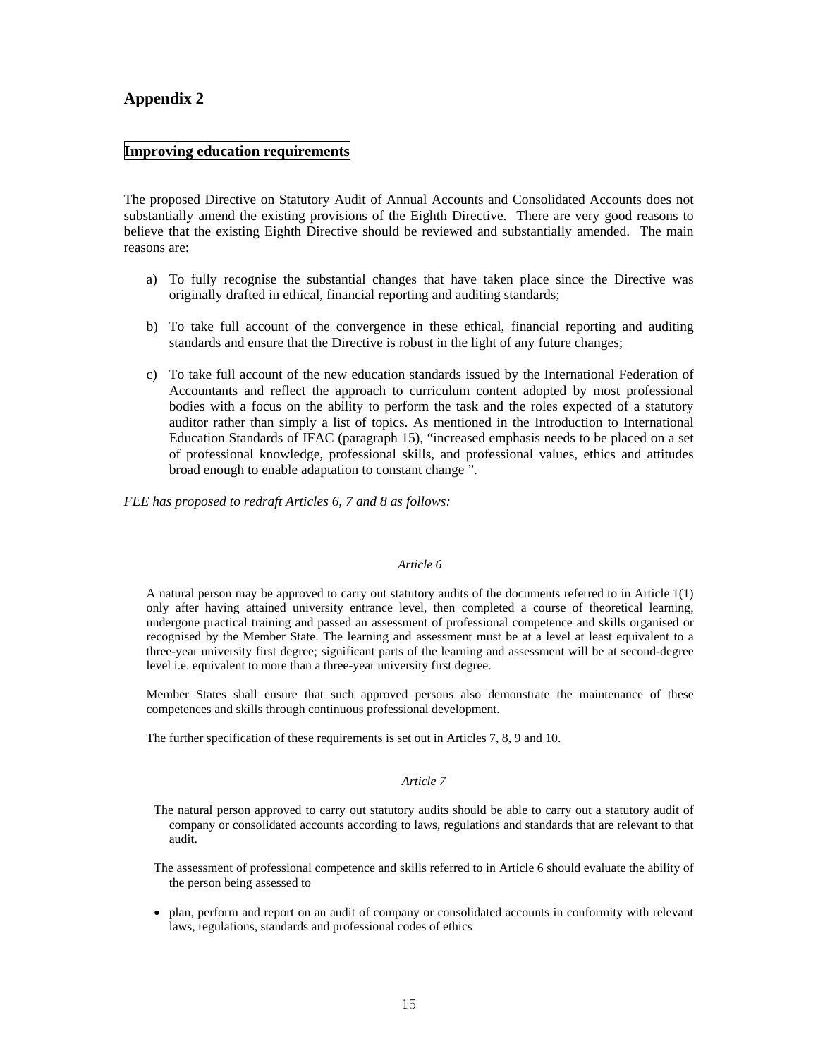## Appendix 2

### Improving education requirements

The proposed Directive on Statutory Audit of Annual Accounts and Consolidated Accounts does not substantially amend the existing provisions of the Eighth Directive. There are very good reasons to believe that the existing Eighth Directive should be reviewed and substantially amended. The main reasons are:

a) To fully recognise the substantial changes that have taken place since the Directive was originally drafted in ethical, financial reporting and auditing standards;

b) To take full account of the convergence in these ethical, financial reporting and auditing standards and ensure that the Directive is robust in the light of any future changes;

c) To take full account of the new education standards issued by the International Federation of Accountants and reflect the approach to curriculum content adopted by most professional bodies with a focus on the ability to perform the task and the roles expected of a statutory auditor rather than simply a list of topics. As mentioned in the Introduction to International Education Standards of IFAC (paragraph 15), "increased emphasis needs to be placed on a set of professional knowledge, professional skills, and professional values, ethics and attitudes broad enough to enable adaptation to constant change ".

*FEE has proposed to redraft Articles 6, 7 and 8 as follows:*

*Article 6*

A natural person may be approved to carry out statutory audits of the documents referred to in Article 1(1) only after having attained university entrance level, then completed a course of theoretical learning, undergone practical training and passed an assessment of professional competence and skills organised or recognised by the Member State. The learning and assessment must be at a level at least equivalent to a three-year university first degree; significant parts of the learning and assessment will be at second-degree level i.e. equivalent to more than a three-year university first degree.

Member States shall ensure that such approved persons also demonstrate the maintenance of these competences and skills through continuous professional development.

The further specification of these requirements is set out in Articles 7, 8, 9 and 10.

*Article 7*

The natural person approved to carry out statutory audits should be able to carry out a statutory audit of company or consolidated accounts according to laws, regulations and standards that are relevant to that audit.

The assessment of professional competence and skills referred to in Article 6 should evaluate the ability of the person being assessed to

- plan, perform and report on an audit of company or consolidated accounts in conformity with relevant laws, regulations, standards and professional codes of ethics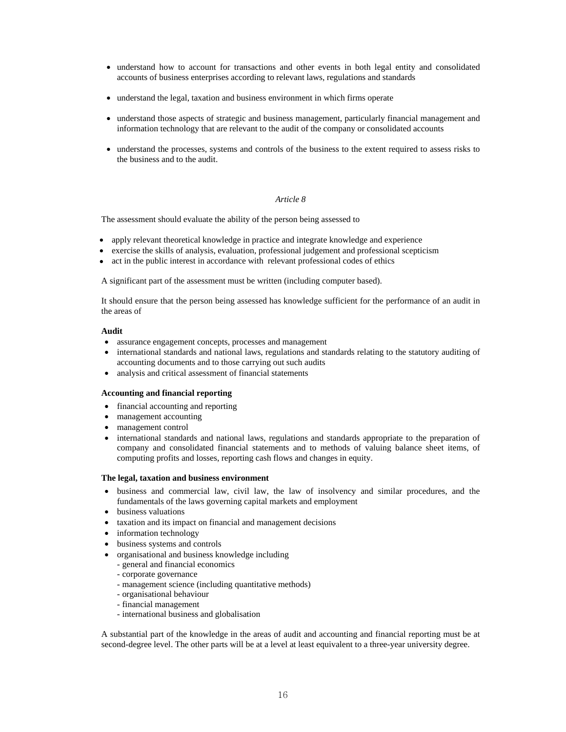- understand how to account for transactions and other events in both legal entity and consolidated accounts of business enterprises according to relevant laws, regulations and standards

- understand the legal, taxation and business environment in which firms operate

- understand those aspects of strategic and business management, particularly financial management and information technology that are relevant to the audit of the company or consolidated accounts

- understand the processes, systems and controls of the business to the extent required to assess risks to the business and to the audit.

*Article 8*

The assessment should evaluate the ability of the person being assessed to

- apply relevant theoretical knowledge in practice and integrate knowledge and experience
- exercise the skills of analysis, evaluation, professional judgement and professional scepticism
- act in the public interest in accordance with relevant professional codes of ethics

A significant part of the assessment must be written (including computer based).

It should ensure that the person being assessed has knowledge sufficient for the performance of an audit in the areas of

**Audit**

- assurance engagement concepts, processes and management
- international standards and national laws, regulations and standards relating to the statutory auditing of accounting documents and to those carrying out such audits
- analysis and critical assessment of financial statements

**Accounting and financial reporting**

- financial accounting and reporting
- management accounting
- management control
- international standards and national laws, regulations and standards appropriate to the preparation of company and consolidated financial statements and to methods of valuing balance sheet items, of computing profits and losses, reporting cash flows and changes in equity.

**The legal, taxation and business environment**

- business and commercial law, civil law, the law of insolvency and similar procedures, and the fundamentals of the laws governing capital markets and employment
- business valuations
- taxation and its impact on financial and management decisions
- information technology
- business systems and controls
- organisational and business knowledge including
  - general and financial economics
  - corporate governance
  - management science (including quantitative methods)
  - organisational behaviour
  - financial management
  - international business and globalisation

A substantial part of the knowledge in the areas of audit and accounting and financial reporting must be at second-degree level. The other parts will be at a level at least equivalent to a three-year university degree.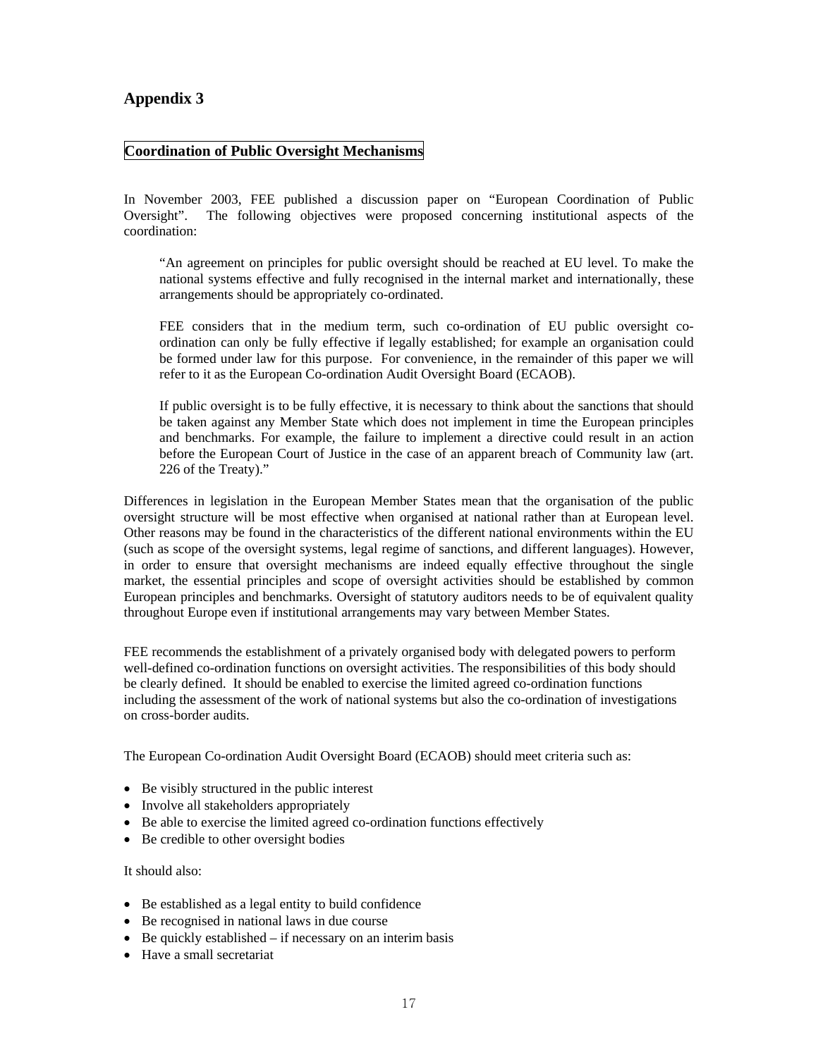# Appendix 3

## Coordination of Public Oversight Mechanisms

In November 2003, FEE published a discussion paper on "European Coordination of Public Oversight". The following objectives were proposed concerning institutional aspects of the coordination:

> "An agreement on principles for public oversight should be reached at EU level. To make the national systems effective and fully recognised in the internal market and internationally, these arrangements should be appropriately co-ordinated.
>
> FEE considers that in the medium term, such co-ordination of EU public oversight co-ordination can only be fully effective if legally established; for example an organisation could be formed under law for this purpose. For convenience, in the remainder of this paper we will refer to it as the European Co-ordination Audit Oversight Board (ECAOB).
>
> If public oversight is to be fully effective, it is necessary to think about the sanctions that should be taken against any Member State which does not implement in time the European principles and benchmarks. For example, the failure to implement a directive could result in an action before the European Court of Justice in the case of an apparent breach of Community law (art. 226 of the Treaty)."

Differences in legislation in the European Member States mean that the organisation of the public oversight structure will be most effective when organised at national rather than at European level. Other reasons may be found in the characteristics of the different national environments within the EU (such as scope of the oversight systems, legal regime of sanctions, and different languages). However, in order to ensure that oversight mechanisms are indeed equally effective throughout the single market, the essential principles and scope of oversight activities should be established by common European principles and benchmarks. Oversight of statutory auditors needs to be of equivalent quality throughout Europe even if institutional arrangements may vary between Member States.

FEE recommends the establishment of a privately organised body with delegated powers to perform well-defined co-ordination functions on oversight activities. The responsibilities of this body should be clearly defined. It should be enabled to exercise the limited agreed co-ordination functions including the assessment of the work of national systems but also the co-ordination of investigations on cross-border audits.

The European Co-ordination Audit Oversight Board (ECAOB) should meet criteria such as:

- Be visibly structured in the public interest
- Involve all stakeholders appropriately
- Be able to exercise the limited agreed co-ordination functions effectively
- Be credible to other oversight bodies

It should also:

- Be established as a legal entity to build confidence
- Be recognised in national laws in due course
- Be quickly established – if necessary on an interim basis
- Have a small secretariat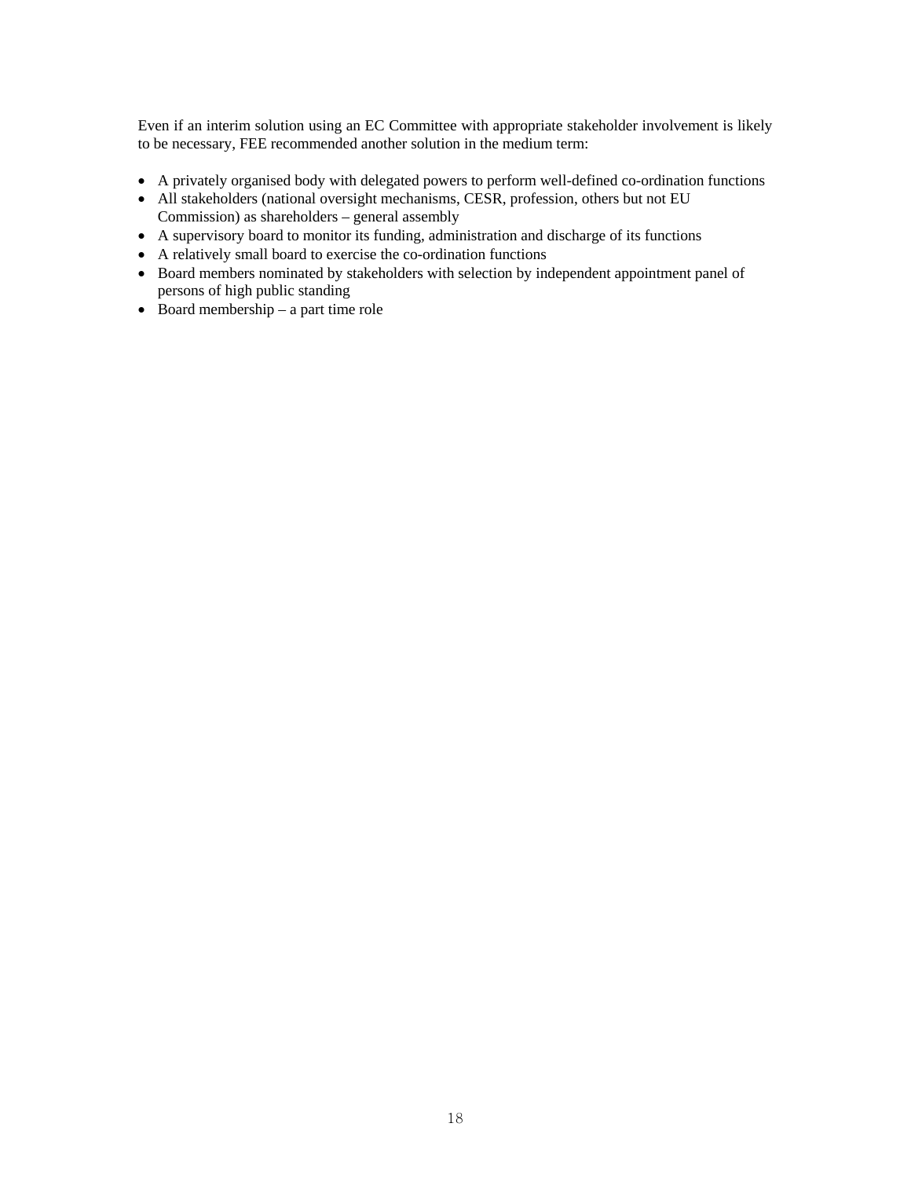Even if an interim solution using an EC Committee with appropriate stakeholder involvement is likely to be necessary, FEE recommended another solution in the medium term:

- A privately organised body with delegated powers to perform well-defined co-ordination functions
- All stakeholders (national oversight mechanisms, CESR, profession, others but not EU Commission) as shareholders – general assembly
- A supervisory board to monitor its funding, administration and discharge of its functions
- A relatively small board to exercise the co-ordination functions
- Board members nominated by stakeholders with selection by independent appointment panel of persons of high public standing
- Board membership – a part time role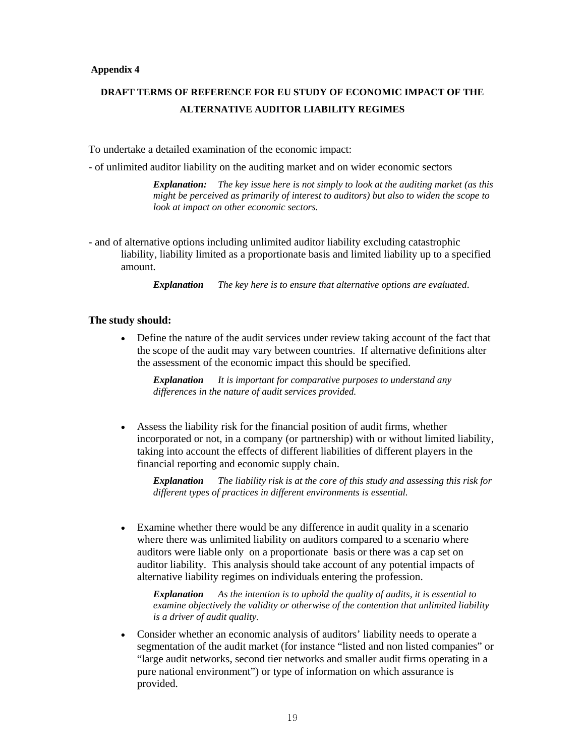**Appendix 4**

## DRAFT TERMS OF REFERENCE FOR EU STUDY OF ECONOMIC IMPACT OF THE ALTERNATIVE AUDITOR LIABILITY REGIMES

To undertake a detailed examination of the economic impact:

- of unlimited auditor liability on the auditing market and on wider economic sectors

> ***Explanation:*** *The key issue here is not simply to look at the auditing market (as this might be perceived as primarily of interest to auditors) but also to widen the scope to look at impact on other economic sectors.*

- and of alternative options including unlimited auditor liability excluding catastrophic liability, liability limited as a proportionate basis and limited liability up to a specified amount.

> ***Explanation*** *The key here is to ensure that alternative options are evaluated.*

**The study should:**

- Define the nature of the audit services under review taking account of the fact that the scope of the audit may vary between countries. If alternative definitions alter the assessment of the economic impact this should be specified.

  > ***Explanation*** *It is important for comparative purposes to understand any differences in the nature of audit services provided.*

- Assess the liability risk for the financial position of audit firms, whether incorporated or not, in a company (or partnership) with or without limited liability, taking into account the effects of different liabilities of different players in the financial reporting and economic supply chain.

  > ***Explanation*** *The liability risk is at the core of this study and assessing this risk for different types of practices in different environments is essential.*

- Examine whether there would be any difference in audit quality in a scenario where there was unlimited liability on auditors compared to a scenario where auditors were liable only on a proportionate basis or there was a cap set on auditor liability. This analysis should take account of any potential impacts of alternative liability regimes on individuals entering the profession.

  > ***Explanation*** *As the intention is to uphold the quality of audits, it is essential to examine objectively the validity or otherwise of the contention that unlimited liability is a driver of audit quality.*

- Consider whether an economic analysis of auditors' liability needs to operate a segmentation of the audit market (for instance "listed and non listed companies" or "large audit networks, second tier networks and smaller audit firms operating in a pure national environment") or type of information on which assurance is provided.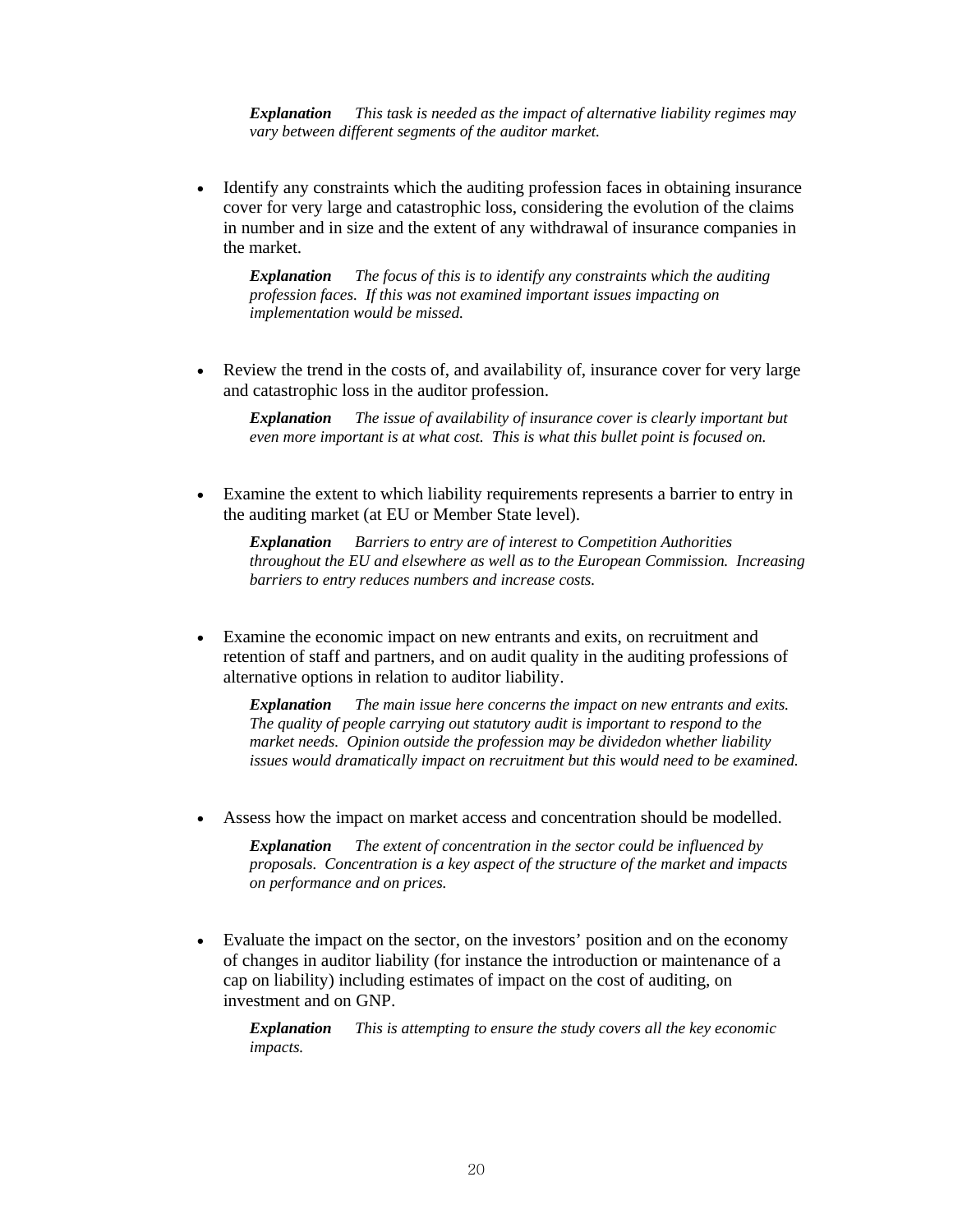*Explanation*	*This task is needed as the impact of alternative liability regimes may vary between different segments of the auditor market.*

- Identify any constraints which the auditing profession faces in obtaining insurance cover for very large and catastrophic loss, considering the evolution of the claims in number and in size and the extent of any withdrawal of insurance companies in the market.

	***Explanation***	*The focus of this is to identify any constraints which the auditing profession faces. If this was not examined important issues impacting on implementation would be missed.*

- Review the trend in the costs of, and availability of, insurance cover for very large and catastrophic loss in the auditor profession.

	***Explanation***	*The issue of availability of insurance cover is clearly important but even more important is at what cost. This is what this bullet point is focused on.*

- Examine the extent to which liability requirements represents a barrier to entry in the auditing market (at EU or Member State level).

	***Explanation***	*Barriers to entry are of interest to Competition Authorities throughout the EU and elsewhere as well as to the European Commission. Increasing barriers to entry reduces numbers and increase costs.*

- Examine the economic impact on new entrants and exits, on recruitment and retention of staff and partners, and on audit quality in the auditing professions of alternative options in relation to auditor liability.

	***Explanation***	*The main issue here concerns the impact on new entrants and exits. The quality of people carrying out statutory audit is important to respond to the market needs. Opinion outside the profession may be dividedon whether liability issues would dramatically impact on recruitment but this would need to be examined.*

- Assess how the impact on market access and concentration should be modelled.

	***Explanation***	*The extent of concentration in the sector could be influenced by proposals. Concentration is a key aspect of the structure of the market and impacts on performance and on prices.*

- Evaluate the impact on the sector, on the investors' position and on the economy of changes in auditor liability (for instance the introduction or maintenance of a cap on liability) including estimates of impact on the cost of auditing, on investment and on GNP.

	***Explanation***	*This is attempting to ensure the study covers all the key economic impacts.*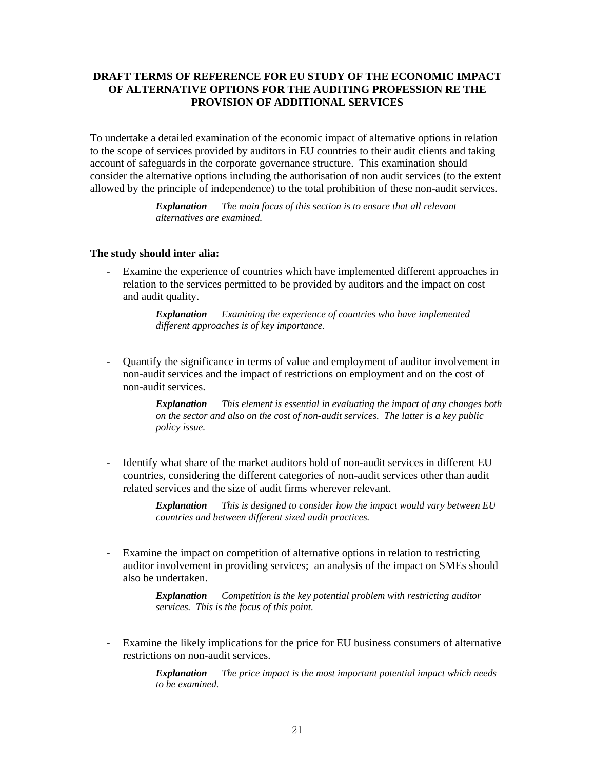**DRAFT TERMS OF REFERENCE FOR EU STUDY OF THE ECONOMIC IMPACT OF ALTERNATIVE OPTIONS FOR THE AUDITING PROFESSION RE THE PROVISION OF ADDITIONAL SERVICES**

To undertake a detailed examination of the economic impact of alternative options in relation to the scope of services provided by auditors in EU countries to their audit clients and taking account of safeguards in the corporate governance structure. This examination should consider the alternative options including the authorisation of non audit services (to the extent allowed by the principle of independence) to the total prohibition of these non-audit services.

> ***Explanation*** *The main focus of this section is to ensure that all relevant alternatives are examined.*

**The study should inter alia:**

- Examine the experience of countries which have implemented different approaches in relation to the services permitted to be provided by auditors and the impact on cost and audit quality.

  > ***Explanation*** *Examining the experience of countries who have implemented different approaches is of key importance.*

- Quantify the significance in terms of value and employment of auditor involvement in non-audit services and the impact of restrictions on employment and on the cost of non-audit services.

  > ***Explanation*** *This element is essential in evaluating the impact of any changes both on the sector and also on the cost of non-audit services. The latter is a key public policy issue.*

- Identify what share of the market auditors hold of non-audit services in different EU countries, considering the different categories of non-audit services other than audit related services and the size of audit firms wherever relevant.

  > ***Explanation*** *This is designed to consider how the impact would vary between EU countries and between different sized audit practices.*

- Examine the impact on competition of alternative options in relation to restricting auditor involvement in providing services; an analysis of the impact on SMEs should also be undertaken.

  > ***Explanation*** *Competition is the key potential problem with restricting auditor services. This is the focus of this point.*

- Examine the likely implications for the price for EU business consumers of alternative restrictions on non-audit services.

  > ***Explanation*** *The price impact is the most important potential impact which needs to be examined.*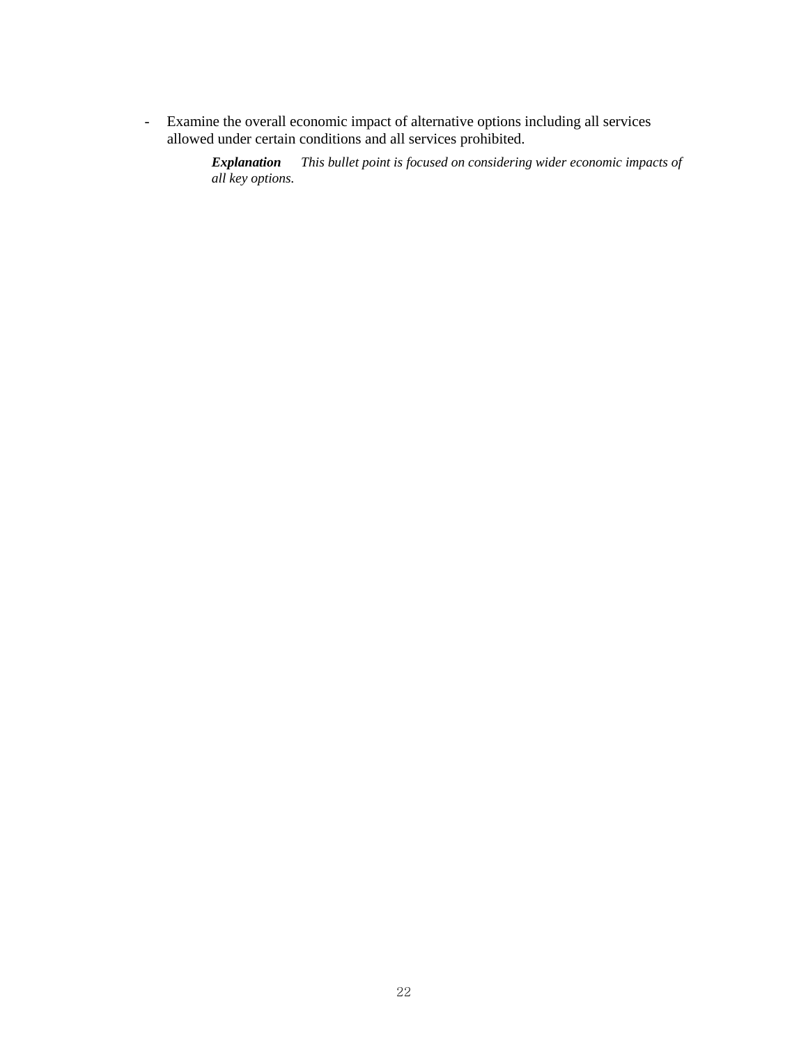- Examine the overall economic impact of alternative options including all services allowed under certain conditions and all services prohibited.

  ***Explanation*** *This bullet point is focused on considering wider economic impacts of all key options.*